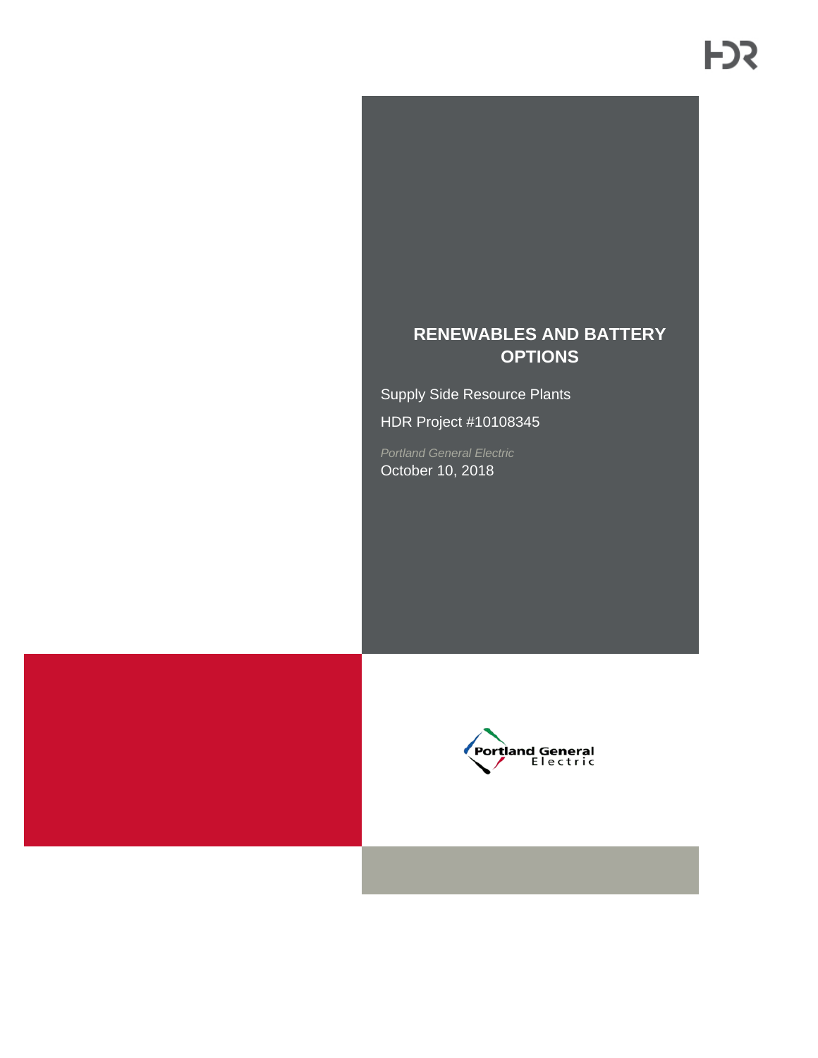# RENEWABLES AND BATTERY OPTIONS

Supply Side Resource Plants

HDR Project #10108345

*Portland General Electric*

October 10, 2018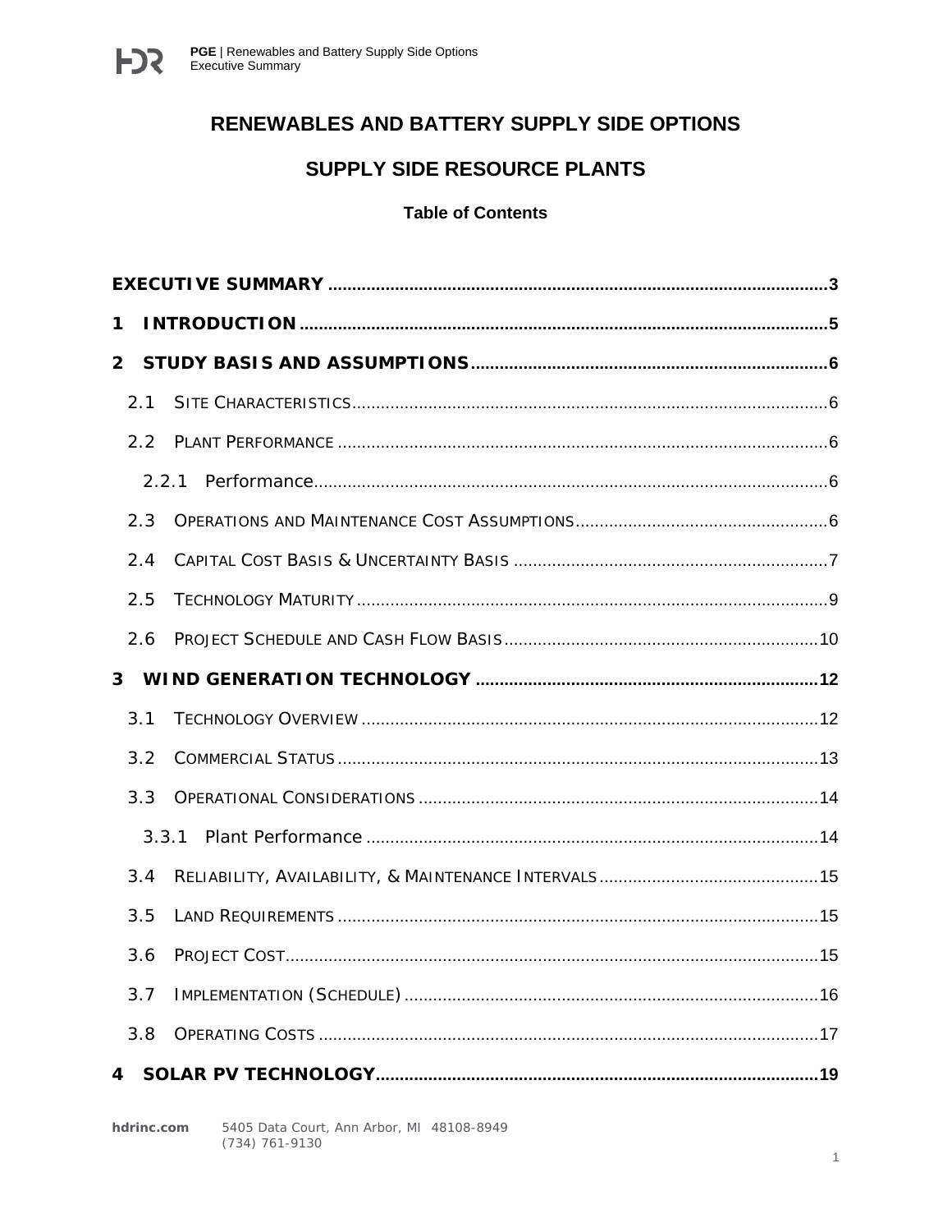# RENEWABLES AND BATTERY SUPPLY SIDE OPTIONS

## SUPPLY SIDE RESOURCE PLANTS

### Table of Contents

**EXECUTIVE SUMMARY** .......... 3

**1 INTRODUCTION** .......... 5

**2 STUDY BASIS AND ASSUMPTIONS** .......... 6

- 2.1 Site Characteristics .......... 6
- 2.2 Plant Performance .......... 6
  - 2.2.1 Performance .......... 6
- 2.3 Operations and Maintenance Cost Assumptions .......... 6
- 2.4 Capital Cost Basis & Uncertainty Basis .......... 7
- 2.5 Technology Maturity .......... 9
- 2.6 Project Schedule and Cash Flow Basis .......... 10

**3 WIND GENERATION TECHNOLOGY** .......... 12

- 3.1 Technology Overview .......... 12
- 3.2 Commercial Status .......... 13
- 3.3 Operational Considerations .......... 14
  - 3.3.1 Plant Performance .......... 14
- 3.4 Reliability, Availability, & Maintenance Intervals .......... 15
- 3.5 Land Requirements .......... 15
- 3.6 Project Cost .......... 15
- 3.7 Implementation (Schedule) .......... 16
- 3.8 Operating Costs .......... 17

**4 SOLAR PV TECHNOLOGY** .......... 19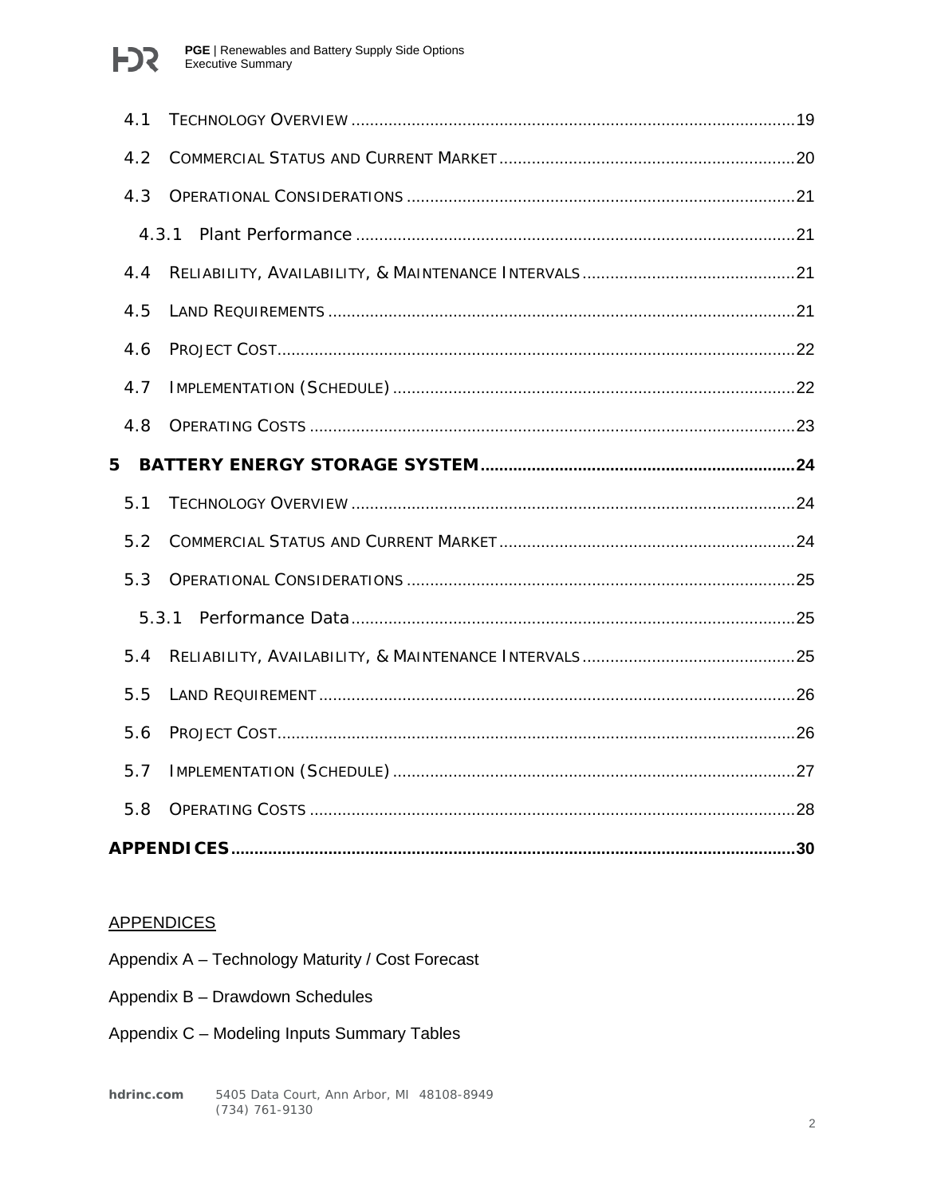4.1 TECHNOLOGY OVERVIEW ....19

4.2 COMMERCIAL STATUS AND CURRENT MARKET ....20

4.3 OPERATIONAL CONSIDERATIONS ....21

4.3.1 Plant Performance ....21

4.4 RELIABILITY, AVAILABILITY, & MAINTENANCE INTERVALS ....21

4.5 LAND REQUIREMENTS ....21

4.6 PROJECT COST....22

4.7 IMPLEMENTATION (SCHEDULE) ....22

4.8 OPERATING COSTS ....23

**5 BATTERY ENERGY STORAGE SYSTEM ....24**

5.1 TECHNOLOGY OVERVIEW ....24

5.2 COMMERCIAL STATUS AND CURRENT MARKET ....24

5.3 OPERATIONAL CONSIDERATIONS ....25

5.3.1 Performance Data....25

5.4 RELIABILITY, AVAILABILITY, & MAINTENANCE INTERVALS ....25

5.5 LAND REQUIREMENT ....26

5.6 PROJECT COST....26

5.7 IMPLEMENTATION (SCHEDULE) ....27

5.8 OPERATING COSTS ....28

**APPENDICES....30**

APPENDICES

Appendix A – Technology Maturity / Cost Forecast

Appendix B – Drawdown Schedules

Appendix C – Modeling Inputs Summary Tables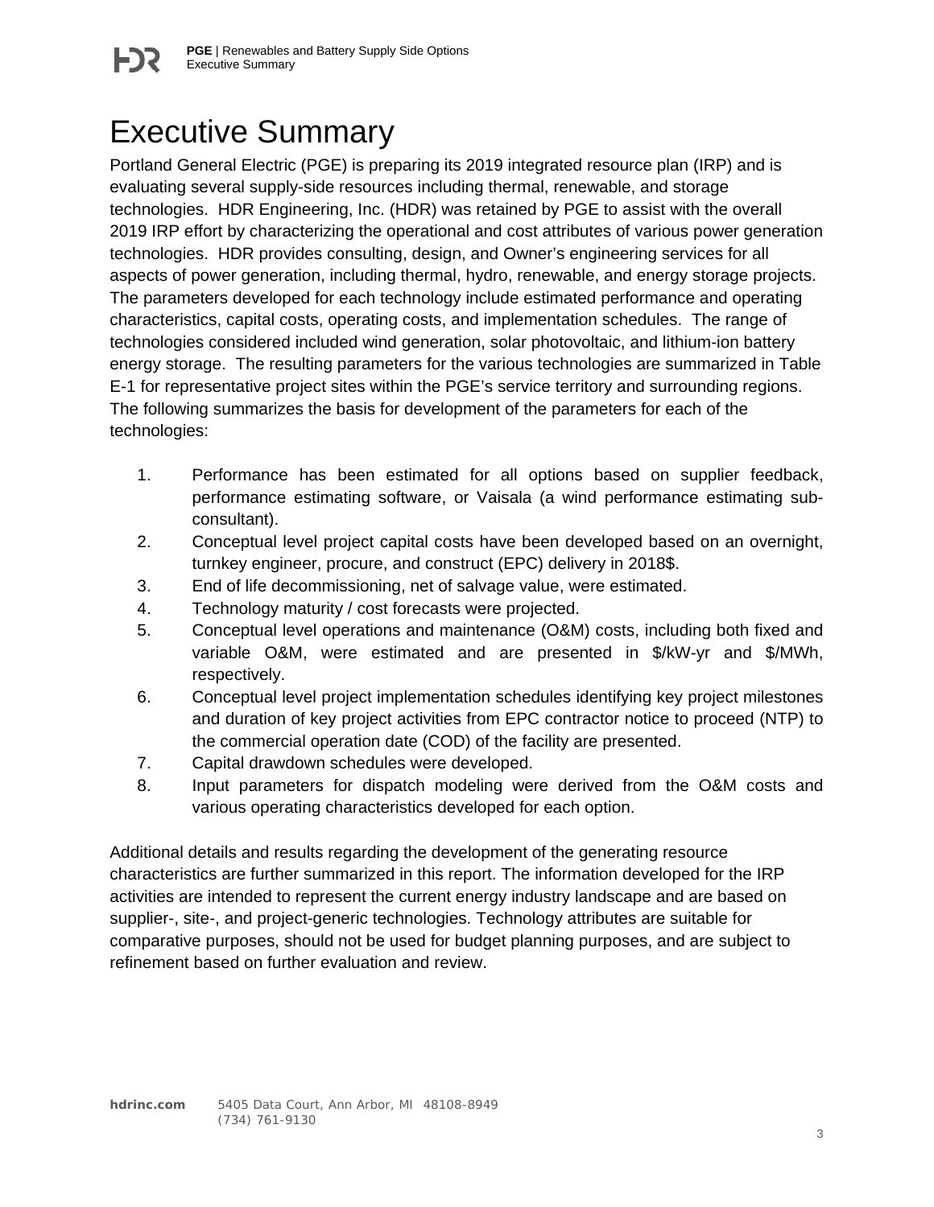# Executive Summary

Portland General Electric (PGE) is preparing its 2019 integrated resource plan (IRP) and is evaluating several supply-side resources including thermal, renewable, and storage technologies. HDR Engineering, Inc. (HDR) was retained by PGE to assist with the overall 2019 IRP effort by characterizing the operational and cost attributes of various power generation technologies. HDR provides consulting, design, and Owner's engineering services for all aspects of power generation, including thermal, hydro, renewable, and energy storage projects. The parameters developed for each technology include estimated performance and operating characteristics, capital costs, operating costs, and implementation schedules. The range of technologies considered included wind generation, solar photovoltaic, and lithium-ion battery energy storage. The resulting parameters for the various technologies are summarized in Table E-1 for representative project sites within the PGE's service territory and surrounding regions. The following summarizes the basis for development of the parameters for each of the technologies:

1. Performance has been estimated for all options based on supplier feedback, performance estimating software, or Vaisala (a wind performance estimating sub-consultant).
2. Conceptual level project capital costs have been developed based on an overnight, turnkey engineer, procure, and construct (EPC) delivery in 2018$.
3. End of life decommissioning, net of salvage value, were estimated.
4. Technology maturity / cost forecasts were projected.
5. Conceptual level operations and maintenance (O&M) costs, including both fixed and variable O&M, were estimated and are presented in $/kW-yr and $/MWh, respectively.
6. Conceptual level project implementation schedules identifying key project milestones and duration of key project activities from EPC contractor notice to proceed (NTP) to the commercial operation date (COD) of the facility are presented.
7. Capital drawdown schedules were developed.
8. Input parameters for dispatch modeling were derived from the O&M costs and various operating characteristics developed for each option.

Additional details and results regarding the development of the generating resource characteristics are further summarized in this report. The information developed for the IRP activities are intended to represent the current energy industry landscape and are based on supplier-, site-, and project-generic technologies. Technology attributes are suitable for comparative purposes, should not be used for budget planning purposes, and are subject to refinement based on further evaluation and review.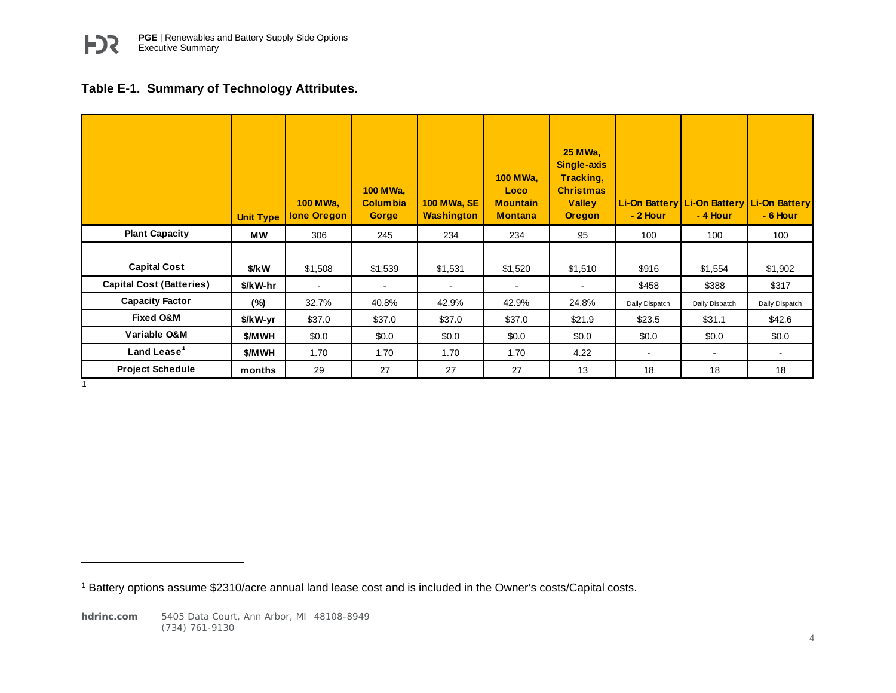**Table E-1. Summary of Technology Attributes.**

| | Unit Type | 100 MWa, Ione Oregon | 100 MWa, Columbia Gorge | 100 MWa, SE Washington | 100 MWa, Loco Mountain Montana | 25 MWa, Single-axis Tracking, Christmas Valley Oregon | Li-On Battery - 2 Hour | Li-On Battery - 4 Hour | Li-On Battery - 6 Hour |
|---|---|---|---|---|---|---|---|---|---|
| **Plant Capacity** | MW | 306 | 245 | 234 | 234 | 95 | 100 | 100 | 100 |
| | | | | | | | | | |
| **Capital Cost** | $/kW | $1,508 | $1,539 | $1,531 | $1,520 | $1,510 | $916 | $1,554 | $1,902 |
| **Capital Cost (Batteries)** | $/kW-hr | - | - | - | - | - | $458 | $388 | $317 |
| **Capacity Factor** | (%) | 32.7% | 40.8% | 42.9% | 42.9% | 24.8% | Daily Dispatch | Daily Dispatch | Daily Dispatch |
| **Fixed O&M** | $/kW-yr | $37.0 | $37.0 | $37.0 | $37.0 | $21.9 | $23.5 | $31.1 | $42.6 |
| **Variable O&M** | $/MWH | $0.0 | $0.0 | $0.0 | $0.0 | $0.0 | $0.0 | $0.0 | $0.0 |
| **Land Lease[1]** | $/MWH | 1.70 | 1.70 | 1.70 | 1.70 | 4.22 | - | - | - |
| **Project Schedule** | months | 29 | 27 | 27 | 27 | 13 | 18 | 18 | 18 |

1

[1] Battery options assume $2310/acre annual land lease cost and is included in the Owner's costs/Capital costs.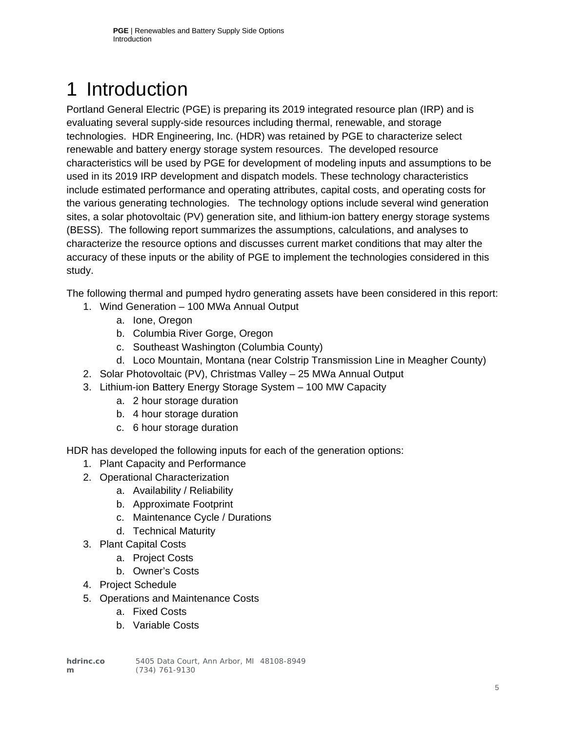# 1 Introduction

Portland General Electric (PGE) is preparing its 2019 integrated resource plan (IRP) and is evaluating several supply-side resources including thermal, renewable, and storage technologies. HDR Engineering, Inc. (HDR) was retained by PGE to characterize select renewable and battery energy storage system resources. The developed resource characteristics will be used by PGE for development of modeling inputs and assumptions to be used in its 2019 IRP development and dispatch models. These technology characteristics include estimated performance and operating attributes, capital costs, and operating costs for the various generating technologies. The technology options include several wind generation sites, a solar photovoltaic (PV) generation site, and lithium-ion battery energy storage systems (BESS). The following report summarizes the assumptions, calculations, and analyses to characterize the resource options and discusses current market conditions that may alter the accuracy of these inputs or the ability of PGE to implement the technologies considered in this study.

The following thermal and pumped hydro generating assets have been considered in this report:

1. Wind Generation – 100 MWa Annual Output
   a. Ione, Oregon
   b. Columbia River Gorge, Oregon
   c. Southeast Washington (Columbia County)
   d. Loco Mountain, Montana (near Colstrip Transmission Line in Meagher County)
2. Solar Photovoltaic (PV), Christmas Valley – 25 MWa Annual Output
3. Lithium-ion Battery Energy Storage System – 100 MW Capacity
   a. 2 hour storage duration
   b. 4 hour storage duration
   c. 6 hour storage duration

HDR has developed the following inputs for each of the generation options:

1. Plant Capacity and Performance
2. Operational Characterization
   a. Availability / Reliability
   b. Approximate Footprint
   c. Maintenance Cycle / Durations
   d. Technical Maturity
3. Plant Capital Costs
   a. Project Costs
   b. Owner's Costs
4. Project Schedule
5. Operations and Maintenance Costs
   a. Fixed Costs
   b. Variable Costs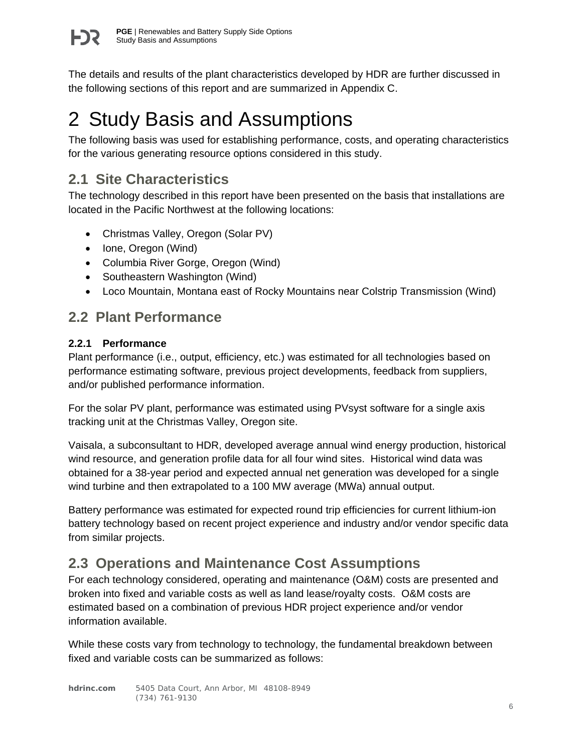The details and results of the plant characteristics developed by HDR are further discussed in the following sections of this report and are summarized in Appendix C.

# 2 Study Basis and Assumptions

The following basis was used for establishing performance, costs, and operating characteristics for the various generating resource options considered in this study.

## 2.1 Site Characteristics

The technology described in this report have been presented on the basis that installations are located in the Pacific Northwest at the following locations:

- Christmas Valley, Oregon (Solar PV)
- Ione, Oregon (Wind)
- Columbia River Gorge, Oregon (Wind)
- Southeastern Washington (Wind)
- Loco Mountain, Montana east of Rocky Mountains near Colstrip Transmission (Wind)

## 2.2 Plant Performance

### 2.2.1 Performance

Plant performance (i.e., output, efficiency, etc.) was estimated for all technologies based on performance estimating software, previous project developments, feedback from suppliers, and/or published performance information.

For the solar PV plant, performance was estimated using PVsyst software for a single axis tracking unit at the Christmas Valley, Oregon site.

Vaisala, a subconsultant to HDR, developed average annual wind energy production, historical wind resource, and generation profile data for all four wind sites. Historical wind data was obtained for a 38-year period and expected annual net generation was developed for a single wind turbine and then extrapolated to a 100 MW average (MWa) annual output.

Battery performance was estimated for expected round trip efficiencies for current lithium-ion battery technology based on recent project experience and industry and/or vendor specific data from similar projects.

## 2.3 Operations and Maintenance Cost Assumptions

For each technology considered, operating and maintenance (O&M) costs are presented and broken into fixed and variable costs as well as land lease/royalty costs. O&M costs are estimated based on a combination of previous HDR project experience and/or vendor information available.

While these costs vary from technology to technology, the fundamental breakdown between fixed and variable costs can be summarized as follows: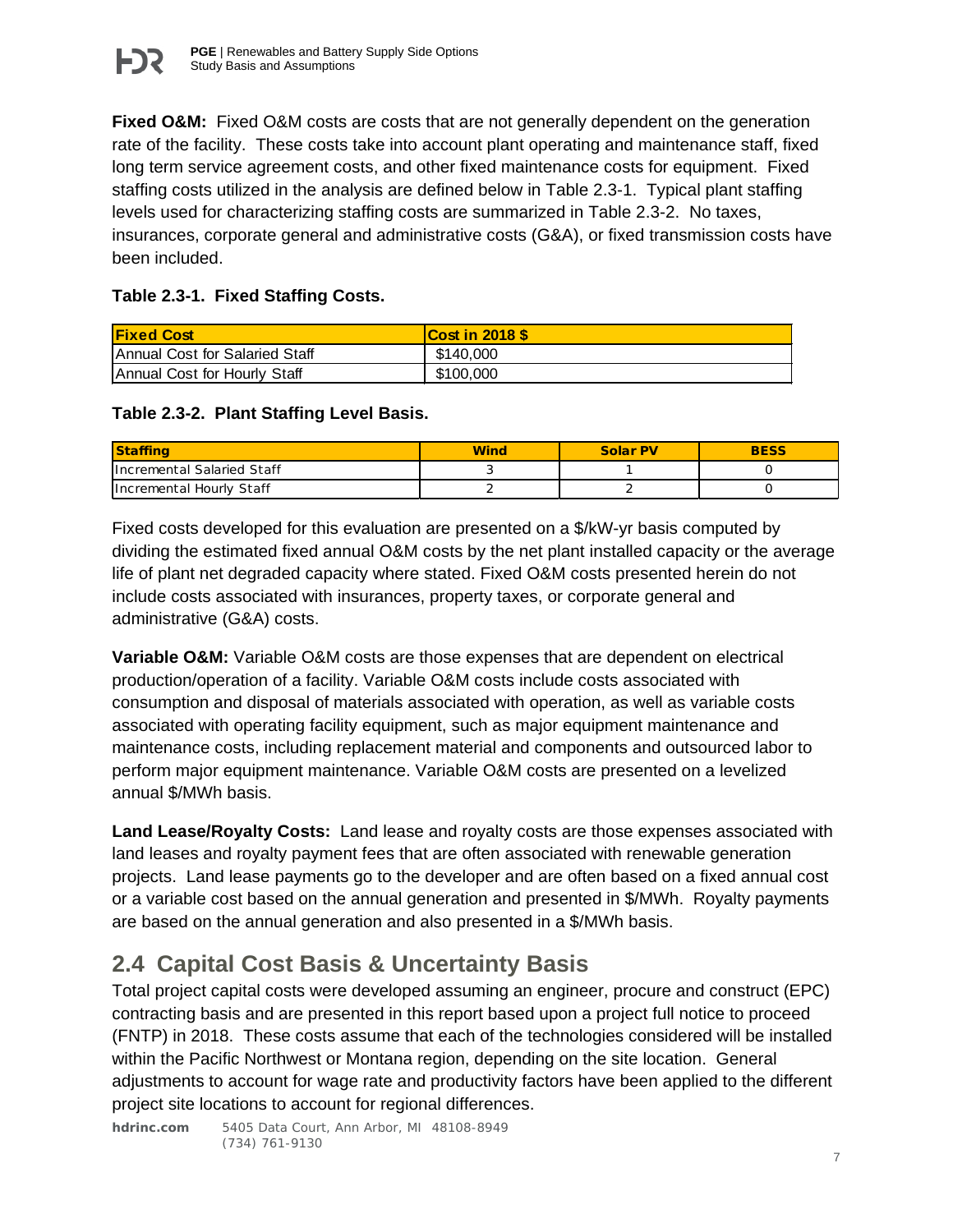**Fixed O&M:** Fixed O&M costs are costs that are not generally dependent on the generation rate of the facility. These costs take into account plant operating and maintenance staff, fixed long term service agreement costs, and other fixed maintenance costs for equipment. Fixed staffing costs utilized in the analysis are defined below in Table 2.3-1. Typical plant staffing levels used for characterizing staffing costs are summarized in Table 2.3-2. No taxes, insurances, corporate general and administrative costs (G&A), or fixed transmission costs have been included.

**Table 2.3-1. Fixed Staffing Costs.**

| Fixed Cost | Cost in 2018 $ |
|---|---|
| Annual Cost for Salaried Staff | $140,000 |
| Annual Cost for Hourly Staff | $100,000 |

**Table 2.3-2. Plant Staffing Level Basis.**

| Staffing | Wind | Solar PV | BESS |
|---|---|---|---|
| Incremental Salaried Staff | 3 | 1 | 0 |
| Incremental Hourly Staff | 2 | 2 | 0 |

Fixed costs developed for this evaluation are presented on a $/kW-yr basis computed by dividing the estimated fixed annual O&M costs by the net plant installed capacity or the average life of plant net degraded capacity where stated. Fixed O&M costs presented herein do not include costs associated with insurances, property taxes, or corporate general and administrative (G&A) costs.

**Variable O&M:** Variable O&M costs are those expenses that are dependent on electrical production/operation of a facility. Variable O&M costs include costs associated with consumption and disposal of materials associated with operation, as well as variable costs associated with operating facility equipment, such as major equipment maintenance and maintenance costs, including replacement material and components and outsourced labor to perform major equipment maintenance. Variable O&M costs are presented on a levelized annual $/MWh basis.

**Land Lease/Royalty Costs:** Land lease and royalty costs are those expenses associated with land leases and royalty payment fees that are often associated with renewable generation projects. Land lease payments go to the developer and are often based on a fixed annual cost or a variable cost based on the annual generation and presented in $/MWh. Royalty payments are based on the annual generation and also presented in a $/MWh basis.

## 2.4 Capital Cost Basis & Uncertainty Basis

Total project capital costs were developed assuming an engineer, procure and construct (EPC) contracting basis and are presented in this report based upon a project full notice to proceed (FNTP) in 2018. These costs assume that each of the technologies considered will be installed within the Pacific Northwest or Montana region, depending on the site location. General adjustments to account for wage rate and productivity factors have been applied to the different project site locations to account for regional differences.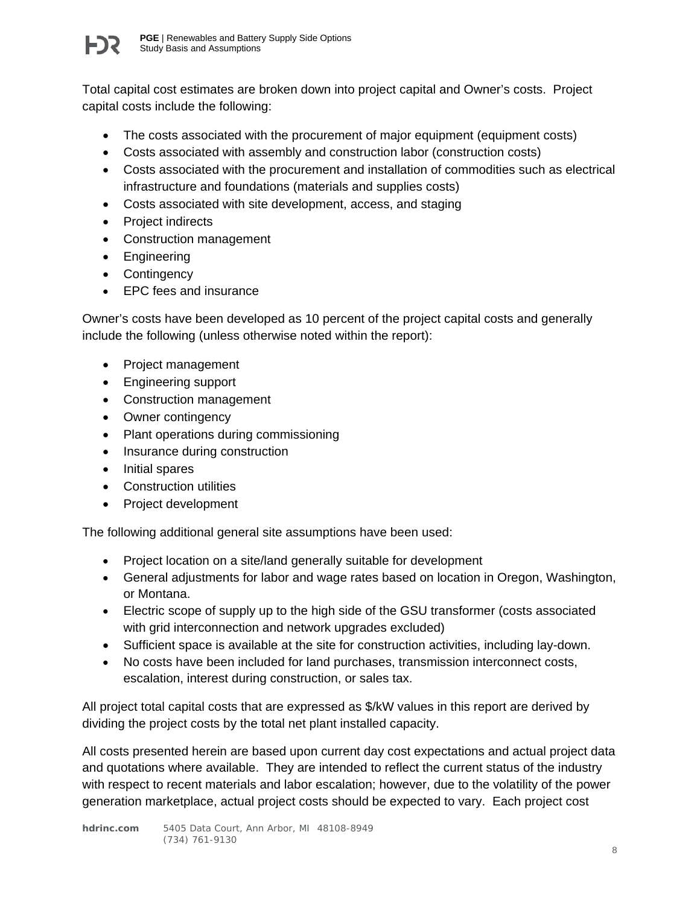Total capital cost estimates are broken down into project capital and Owner's costs. Project capital costs include the following:

- The costs associated with the procurement of major equipment (equipment costs)
- Costs associated with assembly and construction labor (construction costs)
- Costs associated with the procurement and installation of commodities such as electrical infrastructure and foundations (materials and supplies costs)
- Costs associated with site development, access, and staging
- Project indirects
- Construction management
- Engineering
- Contingency
- EPC fees and insurance

Owner's costs have been developed as 10 percent of the project capital costs and generally include the following (unless otherwise noted within the report):

- Project management
- Engineering support
- Construction management
- Owner contingency
- Plant operations during commissioning
- Insurance during construction
- Initial spares
- Construction utilities
- Project development

The following additional general site assumptions have been used:

- Project location on a site/land generally suitable for development
- General adjustments for labor and wage rates based on location in Oregon, Washington, or Montana.
- Electric scope of supply up to the high side of the GSU transformer (costs associated with grid interconnection and network upgrades excluded)
- Sufficient space is available at the site for construction activities, including lay-down.
- No costs have been included for land purchases, transmission interconnect costs, escalation, interest during construction, or sales tax.

All project total capital costs that are expressed as $/kW values in this report are derived by dividing the project costs by the total net plant installed capacity.

All costs presented herein are based upon current day cost expectations and actual project data and quotations where available. They are intended to reflect the current status of the industry with respect to recent materials and labor escalation; however, due to the volatility of the power generation marketplace, actual project costs should be expected to vary. Each project cost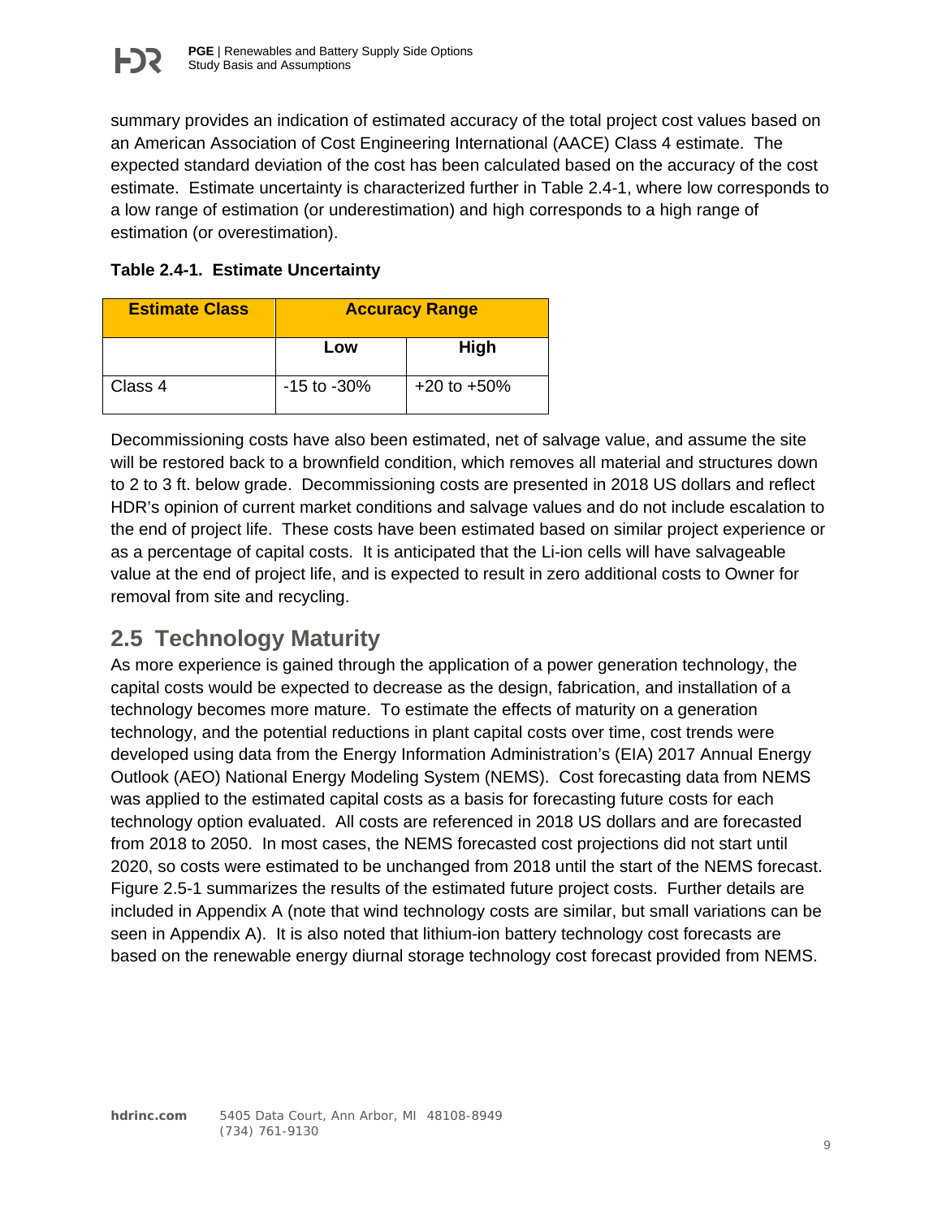summary provides an indication of estimated accuracy of the total project cost values based on an American Association of Cost Engineering International (AACE) Class 4 estimate. The expected standard deviation of the cost has been calculated based on the accuracy of the cost estimate. Estimate uncertainty is characterized further in Table 2.4-1, where low corresponds to a low range of estimation (or underestimation) and high corresponds to a high range of estimation (or overestimation).

**Table 2.4-1. Estimate Uncertainty**

| Estimate Class | Accuracy Range | |
|---|---|---|
| | Low | High |
| Class 4 | -15 to -30% | +20 to +50% |

Decommissioning costs have also been estimated, net of salvage value, and assume the site will be restored back to a brownfield condition, which removes all material and structures down to 2 to 3 ft. below grade. Decommissioning costs are presented in 2018 US dollars and reflect HDR's opinion of current market conditions and salvage values and do not include escalation to the end of project life. These costs have been estimated based on similar project experience or as a percentage of capital costs. It is anticipated that the Li-ion cells will have salvageable value at the end of project life, and is expected to result in zero additional costs to Owner for removal from site and recycling.

## 2.5 Technology Maturity

As more experience is gained through the application of a power generation technology, the capital costs would be expected to decrease as the design, fabrication, and installation of a technology becomes more mature. To estimate the effects of maturity on a generation technology, and the potential reductions in plant capital costs over time, cost trends were developed using data from the Energy Information Administration's (EIA) 2017 Annual Energy Outlook (AEO) National Energy Modeling System (NEMS). Cost forecasting data from NEMS was applied to the estimated capital costs as a basis for forecasting future costs for each technology option evaluated. All costs are referenced in 2018 US dollars and are forecasted from 2018 to 2050. In most cases, the NEMS forecasted cost projections did not start until 2020, so costs were estimated to be unchanged from 2018 until the start of the NEMS forecast. Figure 2.5-1 summarizes the results of the estimated future project costs. Further details are included in Appendix A (note that wind technology costs are similar, but small variations can be seen in Appendix A). It is also noted that lithium-ion battery technology cost forecasts are based on the renewable energy diurnal storage technology cost forecast provided from NEMS.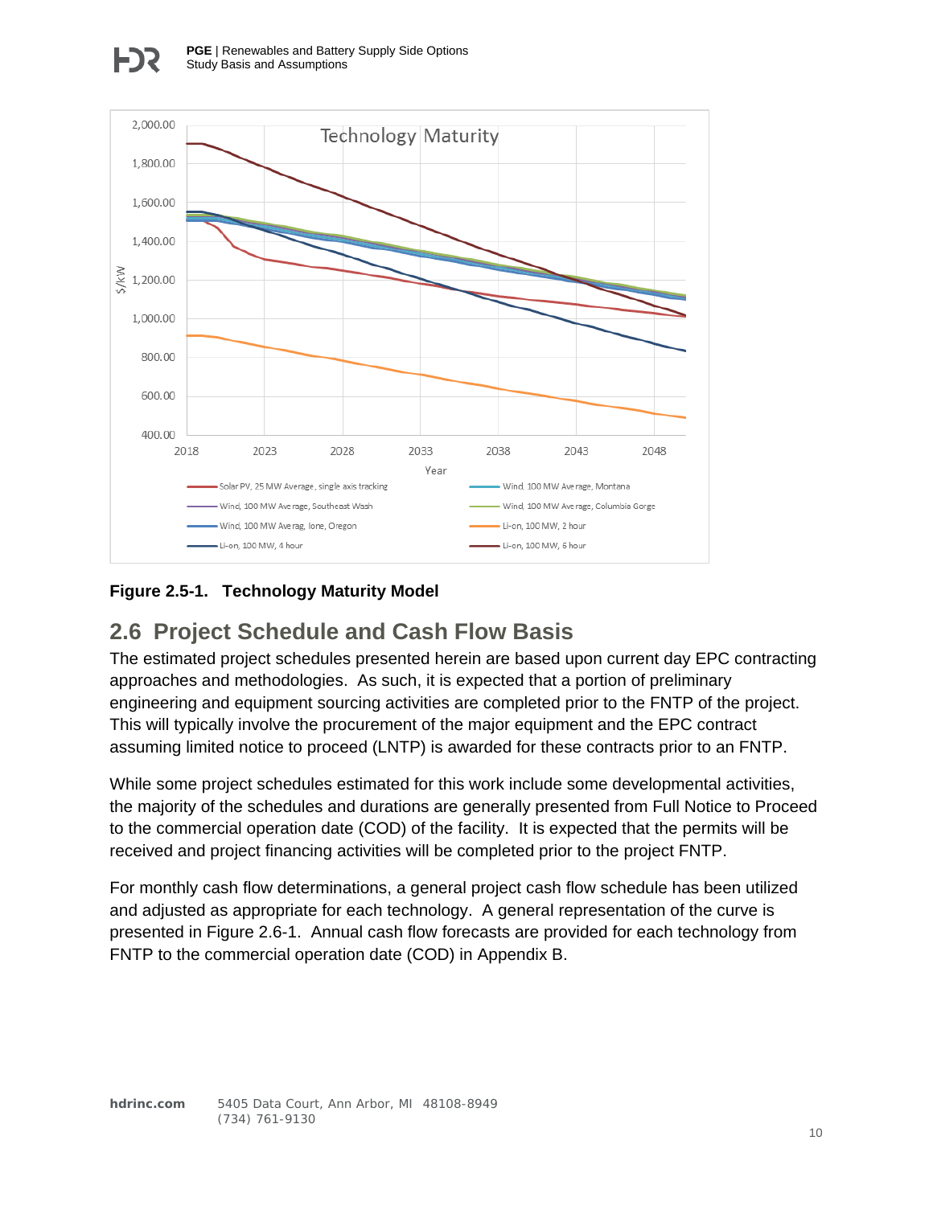**Figure 2.5-1. Technology Maturity Model**

## 2.6 Project Schedule and Cash Flow Basis

The estimated project schedules presented herein are based upon current day EPC contracting approaches and methodologies. As such, it is expected that a portion of preliminary engineering and equipment sourcing activities are completed prior to the FNTP of the project. This will typically involve the procurement of the major equipment and the EPC contract assuming limited notice to proceed (LNTP) is awarded for these contracts prior to an FNTP.

While some project schedules estimated for this work include some developmental activities, the majority of the schedules and durations are generally presented from Full Notice to Proceed to the commercial operation date (COD) of the facility. It is expected that the permits will be received and project financing activities will be completed prior to the project FNTP.

For monthly cash flow determinations, a general project cash flow schedule has been utilized and adjusted as appropriate for each technology. A general representation of the curve is presented in Figure 2.6-1. Annual cash flow forecasts are provided for each technology from FNTP to the commercial operation date (COD) in Appendix B.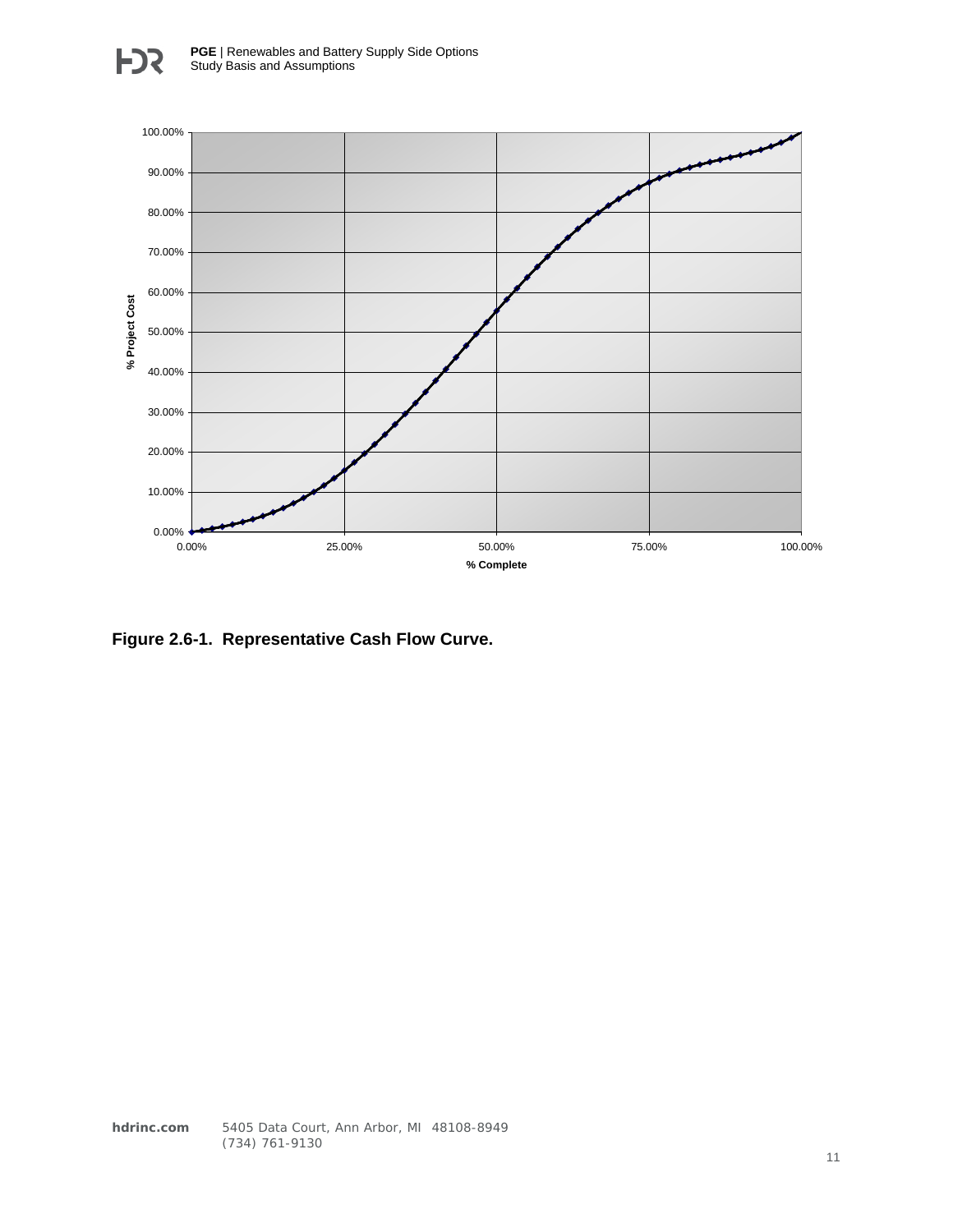**Figure 2.6-1. Representative Cash Flow Curve.**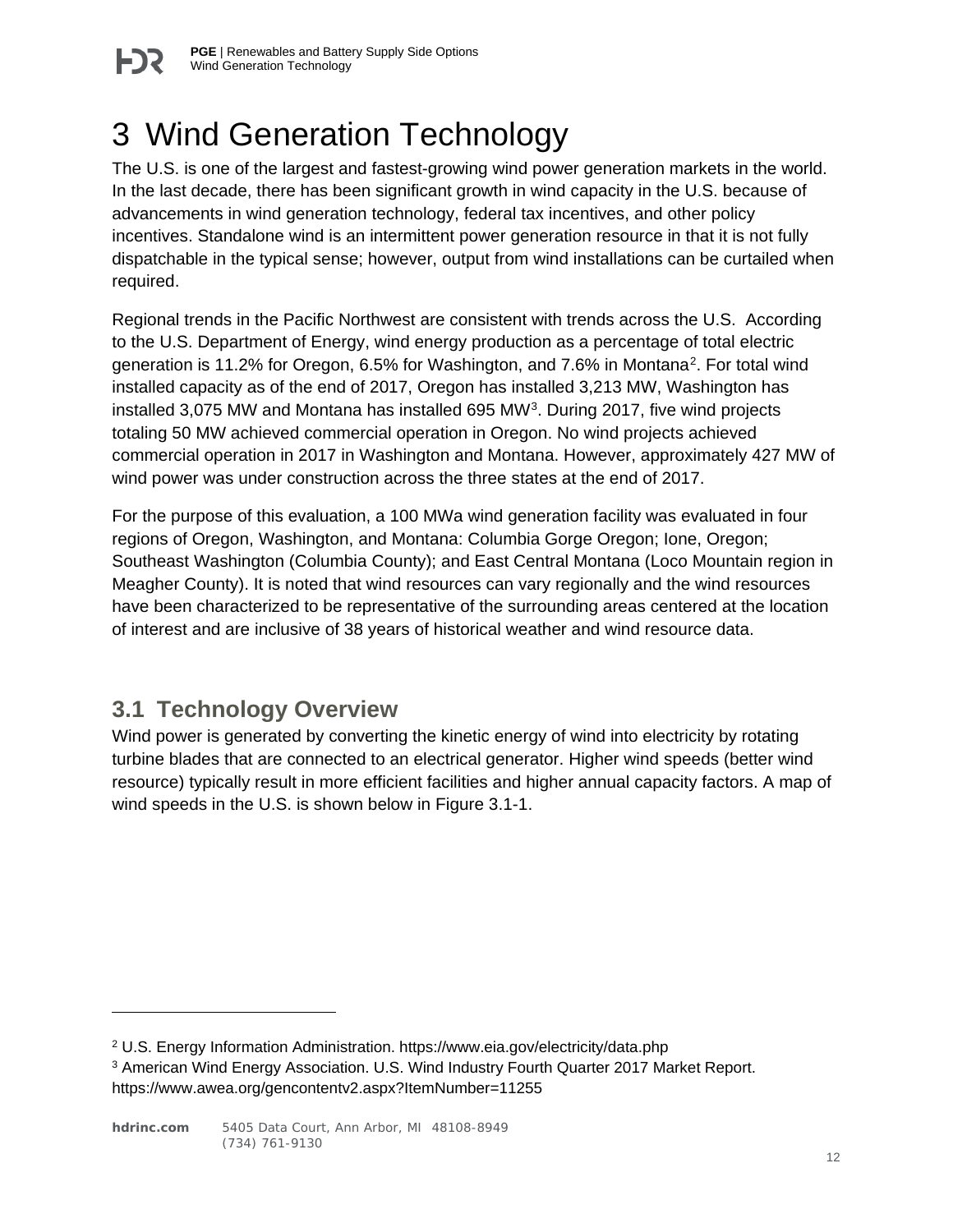# 3 Wind Generation Technology

The U.S. is one of the largest and fastest-growing wind power generation markets in the world. In the last decade, there has been significant growth in wind capacity in the U.S. because of advancements in wind generation technology, federal tax incentives, and other policy incentives. Standalone wind is an intermittent power generation resource in that it is not fully dispatchable in the typical sense; however, output from wind installations can be curtailed when required.

Regional trends in the Pacific Northwest are consistent with trends across the U.S. According to the U.S. Department of Energy, wind energy production as a percentage of total electric generation is 11.2% for Oregon, 6.5% for Washington, and 7.6% in Montana[2]. For total wind installed capacity as of the end of 2017, Oregon has installed 3,213 MW, Washington has installed 3,075 MW and Montana has installed 695 MW[3]. During 2017, five wind projects totaling 50 MW achieved commercial operation in Oregon. No wind projects achieved commercial operation in 2017 in Washington and Montana. However, approximately 427 MW of wind power was under construction across the three states at the end of 2017.

For the purpose of this evaluation, a 100 MWa wind generation facility was evaluated in four regions of Oregon, Washington, and Montana: Columbia Gorge Oregon; Ione, Oregon; Southeast Washington (Columbia County); and East Central Montana (Loco Mountain region in Meagher County). It is noted that wind resources can vary regionally and the wind resources have been characterized to be representative of the surrounding areas centered at the location of interest and are inclusive of 38 years of historical weather and wind resource data.

## 3.1 Technology Overview

Wind power is generated by converting the kinetic energy of wind into electricity by rotating turbine blades that are connected to an electrical generator. Higher wind speeds (better wind resource) typically result in more efficient facilities and higher annual capacity factors. A map of wind speeds in the U.S. is shown below in Figure 3.1-1.

---

[2] U.S. Energy Information Administration. https://www.eia.gov/electricity/data.php

[3] American Wind Energy Association. U.S. Wind Industry Fourth Quarter 2017 Market Report. https://www.awea.org/gencontentv2.aspx?ItemNumber=11255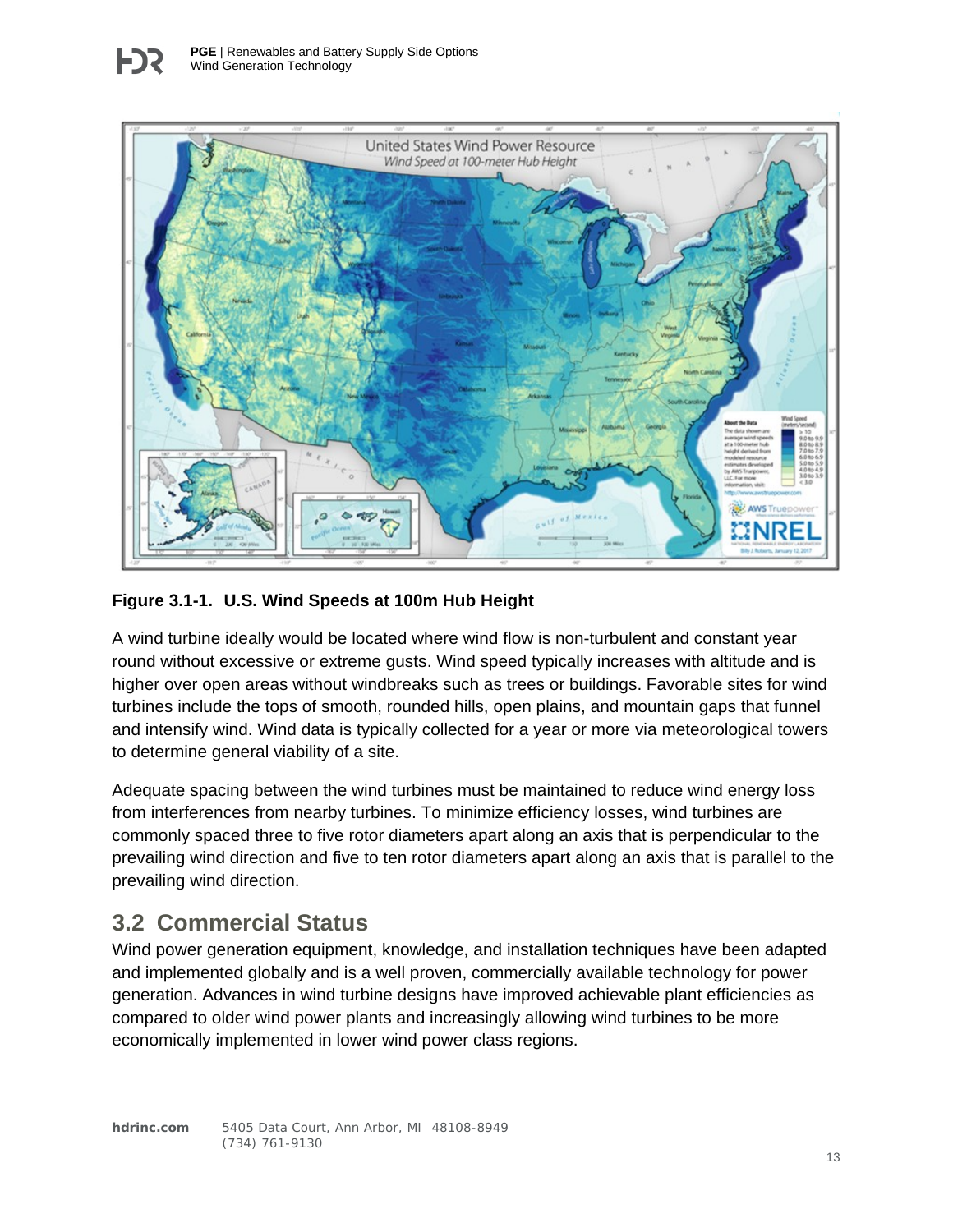Figure 3.1-1. U.S. Wind Speeds at 100m Hub Height

A wind turbine ideally would be located where wind flow is non-turbulent and constant year round without excessive or extreme gusts. Wind speed typically increases with altitude and is higher over open areas without windbreaks such as trees or buildings. Favorable sites for wind turbines include the tops of smooth, rounded hills, open plains, and mountain gaps that funnel and intensify wind. Wind data is typically collected for a year or more via meteorological towers to determine general viability of a site.

Adequate spacing between the wind turbines must be maintained to reduce wind energy loss from interferences from nearby turbines. To minimize efficiency losses, wind turbines are commonly spaced three to five rotor diameters apart along an axis that is perpendicular to the prevailing wind direction and five to ten rotor diameters apart along an axis that is parallel to the prevailing wind direction.

## 3.2 Commercial Status

Wind power generation equipment, knowledge, and installation techniques have been adapted and implemented globally and is a well proven, commercially available technology for power generation. Advances in wind turbine designs have improved achievable plant efficiencies as compared to older wind power plants and increasingly allowing wind turbines to be more economically implemented in lower wind power class regions.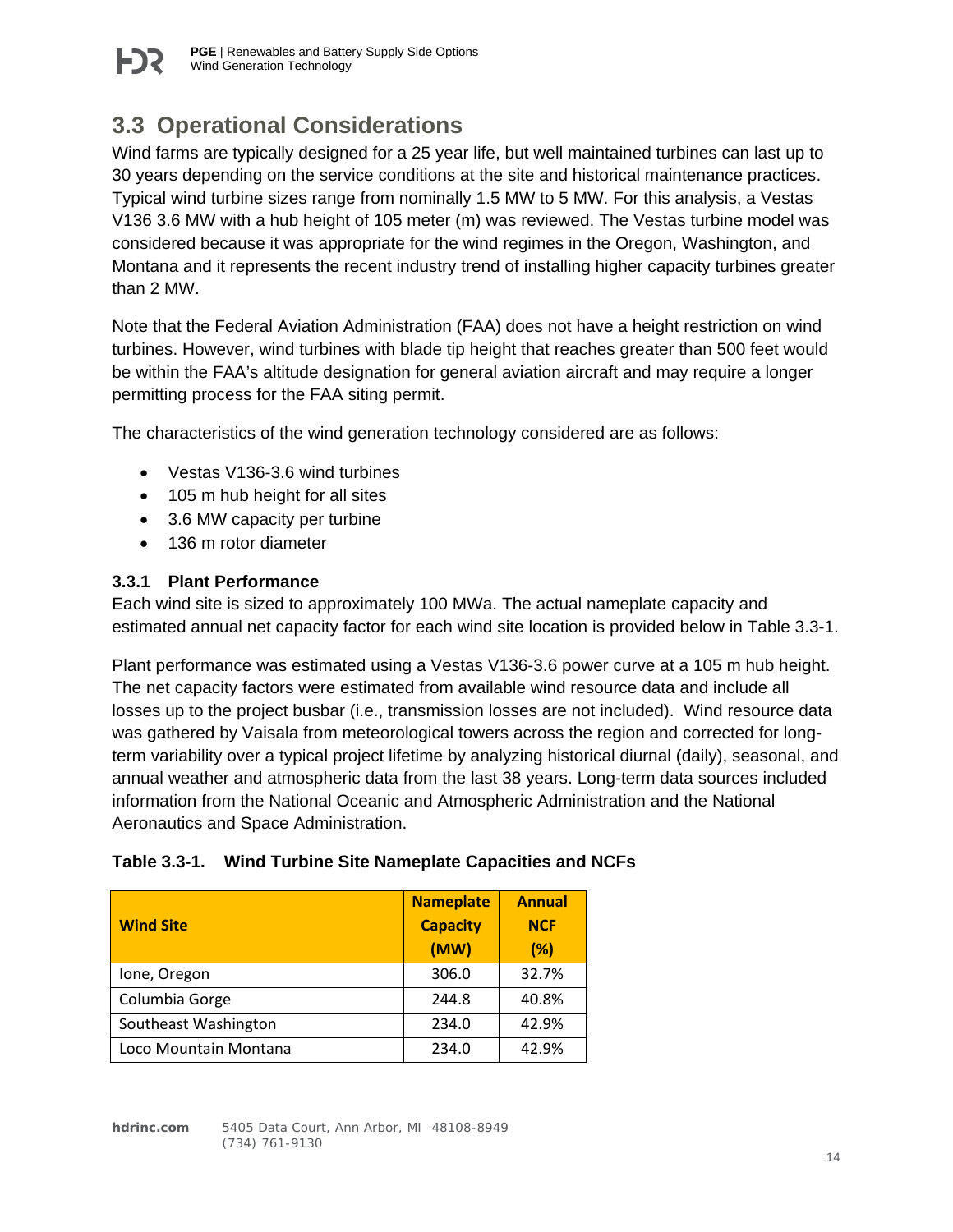## 3.3 Operational Considerations

Wind farms are typically designed for a 25 year life, but well maintained turbines can last up to 30 years depending on the service conditions at the site and historical maintenance practices. Typical wind turbine sizes range from nominally 1.5 MW to 5 MW. For this analysis, a Vestas V136 3.6 MW with a hub height of 105 meter (m) was reviewed. The Vestas turbine model was considered because it was appropriate for the wind regimes in the Oregon, Washington, and Montana and it represents the recent industry trend of installing higher capacity turbines greater than 2 MW.

Note that the Federal Aviation Administration (FAA) does not have a height restriction on wind turbines. However, wind turbines with blade tip height that reaches greater than 500 feet would be within the FAA's altitude designation for general aviation aircraft and may require a longer permitting process for the FAA siting permit.

The characteristics of the wind generation technology considered are as follows:

- Vestas V136-3.6 wind turbines
- 105 m hub height for all sites
- 3.6 MW capacity per turbine
- 136 m rotor diameter

### 3.3.1 Plant Performance

Each wind site is sized to approximately 100 MWa. The actual nameplate capacity and estimated annual net capacity factor for each wind site location is provided below in Table 3.3-1.

Plant performance was estimated using a Vestas V136-3.6 power curve at a 105 m hub height. The net capacity factors were estimated from available wind resource data and include all losses up to the project busbar (i.e., transmission losses are not included). Wind resource data was gathered by Vaisala from meteorological towers across the region and corrected for long-term variability over a typical project lifetime by analyzing historical diurnal (daily), seasonal, and annual weather and atmospheric data from the last 38 years. Long-term data sources included information from the National Oceanic and Atmospheric Administration and the National Aeronautics and Space Administration.

**Table 3.3-1. Wind Turbine Site Nameplate Capacities and NCFs**

| Wind Site | Nameplate Capacity (MW) | Annual NCF (%) |
|---|---|---|
| Ione, Oregon | 306.0 | 32.7% |
| Columbia Gorge | 244.8 | 40.8% |
| Southeast Washington | 234.0 | 42.9% |
| Loco Mountain Montana | 234.0 | 42.9% |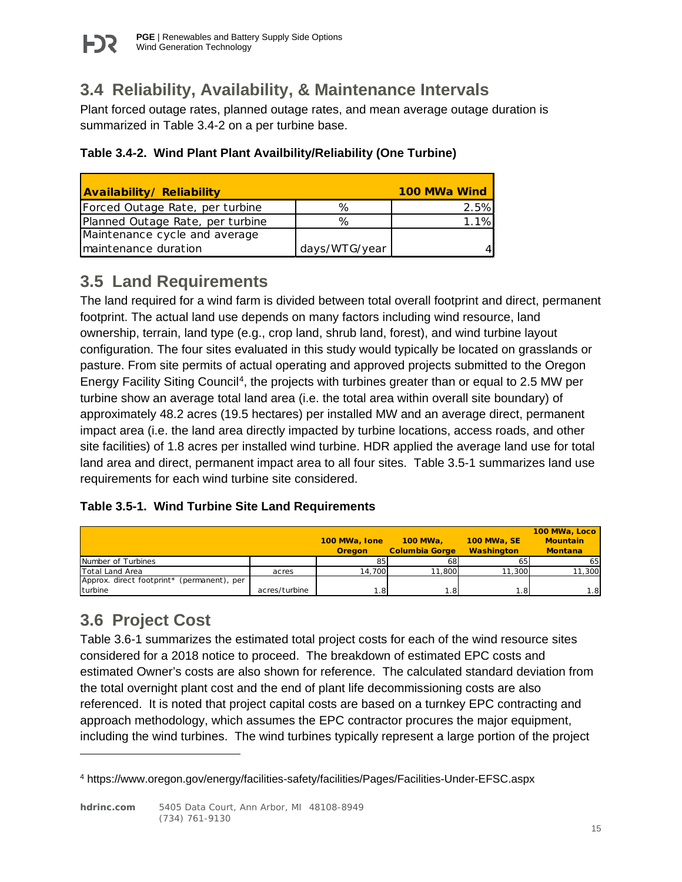## 3.4 Reliability, Availability, & Maintenance Intervals

Plant forced outage rates, planned outage rates, and mean average outage duration is summarized in Table 3.4-2 on a per turbine base.

**Table 3.4-2. Wind Plant Plant Availbility/Reliability (One Turbine)**

| Availability/ Reliability | | 100 MWa Wind |
|---|---|---|
| Forced Outage Rate, per turbine | % | 2.5% |
| Planned Outage Rate, per turbine | % | 1.1% |
| Maintenance cycle and average maintenance duration | days/WTG/year | 4 |

## 3.5 Land Requirements

The land required for a wind farm is divided between total overall footprint and direct, permanent footprint. The actual land use depends on many factors including wind resource, land ownership, terrain, land type (e.g., crop land, shrub land, forest), and wind turbine layout configuration. The four sites evaluated in this study would typically be located on grasslands or pasture. From site permits of actual operating and approved projects submitted to the Oregon Energy Facility Siting Council[4], the projects with turbines greater than or equal to 2.5 MW per turbine show an average total land area (i.e. the total area within overall site boundary) of approximately 48.2 acres (19.5 hectares) per installed MW and an average direct, permanent impact area (i.e. the land area directly impacted by turbine locations, access roads, and other site facilities) of 1.8 acres per installed wind turbine. HDR applied the average land use for total land area and direct, permanent impact area to all four sites. Table 3.5-1 summarizes land use requirements for each wind turbine site considered.

**Table 3.5-1. Wind Turbine Site Land Requirements**

| | | 100 MWa, Ione Oregon | 100 MWa, Columbia Gorge | 100 MWa, SE Washington | 100 MWa, Loco Mountain Montana |
|---|---|---|---|---|---|
| Number of Turbines | | 85 | 68 | 65 | 65 |
| Total Land Area | acres | 14,700 | 11,800 | 11,300 | 11,300 |
| Approx. direct footprint* (permanent), per turbine | acres/turbine | 1.8 | 1.8 | 1.8 | 1.8 |

## 3.6 Project Cost

Table 3.6-1 summarizes the estimated total project costs for each of the wind resource sites considered for a 2018 notice to proceed. The breakdown of estimated EPC costs and estimated Owner's costs are also shown for reference. The calculated standard deviation from the total overnight plant cost and the end of plant life decommissioning costs are also referenced. It is noted that project capital costs are based on a turnkey EPC contracting and approach methodology, which assumes the EPC contractor procures the major equipment, including the wind turbines. The wind turbines typically represent a large portion of the project

---

[4] https://www.oregon.gov/energy/facilities-safety/facilities/Pages/Facilities-Under-EFSC.aspx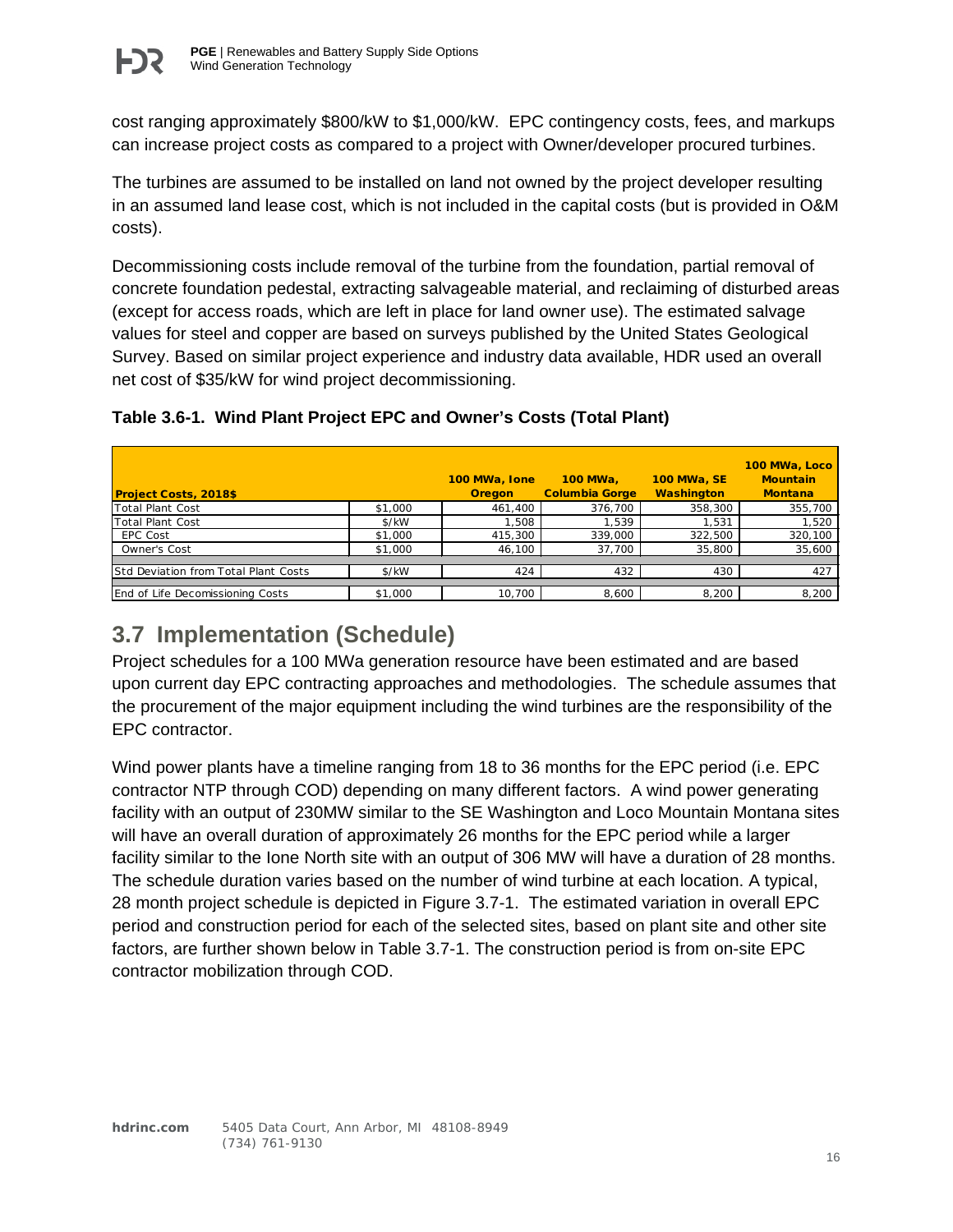cost ranging approximately \$800/kW to \$1,000/kW. EPC contingency costs, fees, and markups can increase project costs as compared to a project with Owner/developer procured turbines.

The turbines are assumed to be installed on land not owned by the project developer resulting in an assumed land lease cost, which is not included in the capital costs (but is provided in O&M costs).

Decommissioning costs include removal of the turbine from the foundation, partial removal of concrete foundation pedestal, extracting salvageable material, and reclaiming of disturbed areas (except for access roads, which are left in place for land owner use). The estimated salvage values for steel and copper are based on surveys published by the United States Geological Survey. Based on similar project experience and industry data available, HDR used an overall net cost of \$35/kW for wind project decommissioning.

**Table 3.6-1. Wind Plant Project EPC and Owner's Costs (Total Plant)**

| Project Costs, 2018$ | | 100 MWa, Ione Oregon | 100 MWa, Columbia Gorge | 100 MWa, SE Washington | 100 MWa, Loco Mountain Montana |
|---|---|---|---|---|---|
| Total Plant Cost | $1,000 | 461,400 | 376,700 | 358,300 | 355,700 |
| Total Plant Cost | $/kW | 1,508 | 1,539 | 1,531 | 1,520 |
| EPC Cost | $1,000 | 415,300 | 339,000 | 322,500 | 320,100 |
| Owner's Cost | $1,000 | 46,100 | 37,700 | 35,800 | 35,600 |
| Std Deviation from Total Plant Costs | $/kW | 424 | 432 | 430 | 427 |
| End of Life Decomissioning Costs | $1,000 | 10,700 | 8,600 | 8,200 | 8,200 |

## 3.7 Implementation (Schedule)

Project schedules for a 100 MWa generation resource have been estimated and are based upon current day EPC contracting approaches and methodologies. The schedule assumes that the procurement of the major equipment including the wind turbines are the responsibility of the EPC contractor.

Wind power plants have a timeline ranging from 18 to 36 months for the EPC period (i.e. EPC contractor NTP through COD) depending on many different factors. A wind power generating facility with an output of 230MW similar to the SE Washington and Loco Mountain Montana sites will have an overall duration of approximately 26 months for the EPC period while a larger facility similar to the Ione North site with an output of 306 MW will have a duration of 28 months. The schedule duration varies based on the number of wind turbine at each location. A typical, 28 month project schedule is depicted in Figure 3.7-1. The estimated variation in overall EPC period and construction period for each of the selected sites, based on plant site and other site factors, are further shown below in Table 3.7-1. The construction period is from on-site EPC contractor mobilization through COD.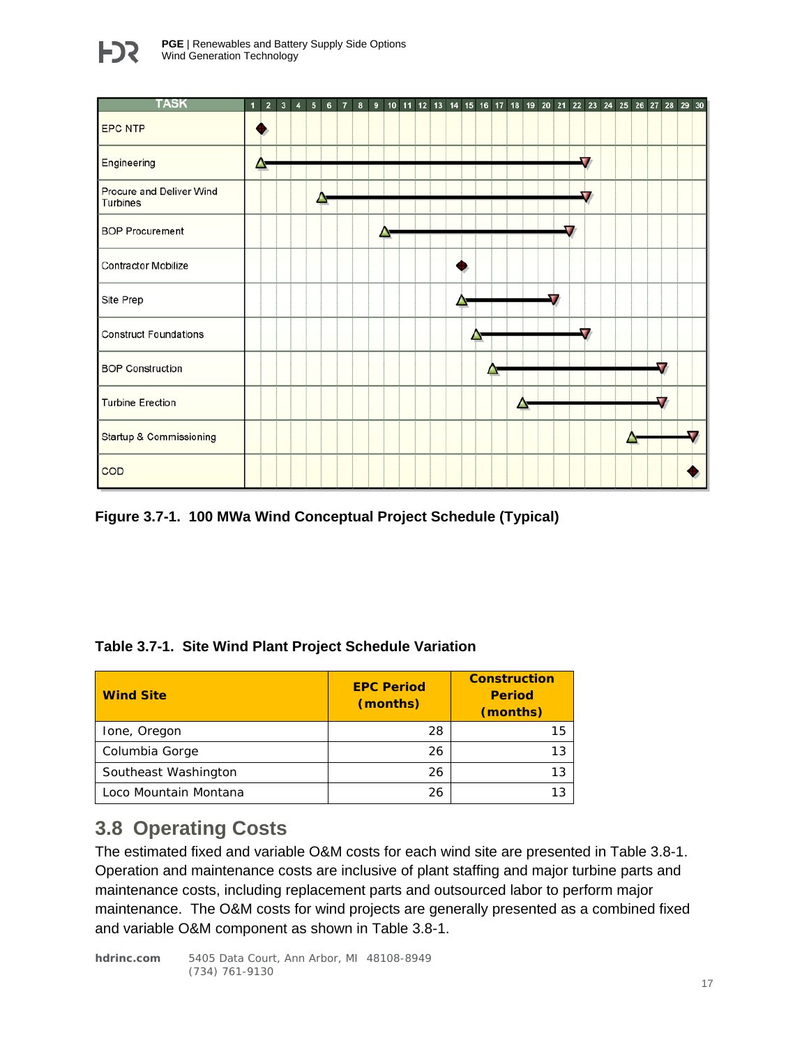| TASK |
| --- |
| EPC NTP |
| Engineering |
| Procure and Deliver Wind Turbines |
| BOP Procurement |
| Contractor Mobilize |
| Site Prep |
| Construct Foundations |
| BOP Construction |
| Turbine Erection |
| Startup & Commissioning |
| COD |

**Figure 3.7-1. 100 MWa Wind Conceptual Project Schedule (Typical)**

**Table 3.7-1. Site Wind Plant Project Schedule Variation**

| Wind Site | EPC Period (months) | Construction Period (months) |
| --- | --- | --- |
| Ione, Oregon | 28 | 15 |
| Columbia Gorge | 26 | 13 |
| Southeast Washington | 26 | 13 |
| Loco Mountain Montana | 26 | 13 |

## 3.8 Operating Costs

The estimated fixed and variable O&M costs for each wind site are presented in Table 3.8-1. Operation and maintenance costs are inclusive of plant staffing and major turbine parts and maintenance costs, including replacement parts and outsourced labor to perform major maintenance. The O&M costs for wind projects are generally presented as a combined fixed and variable O&M component as shown in Table 3.8-1.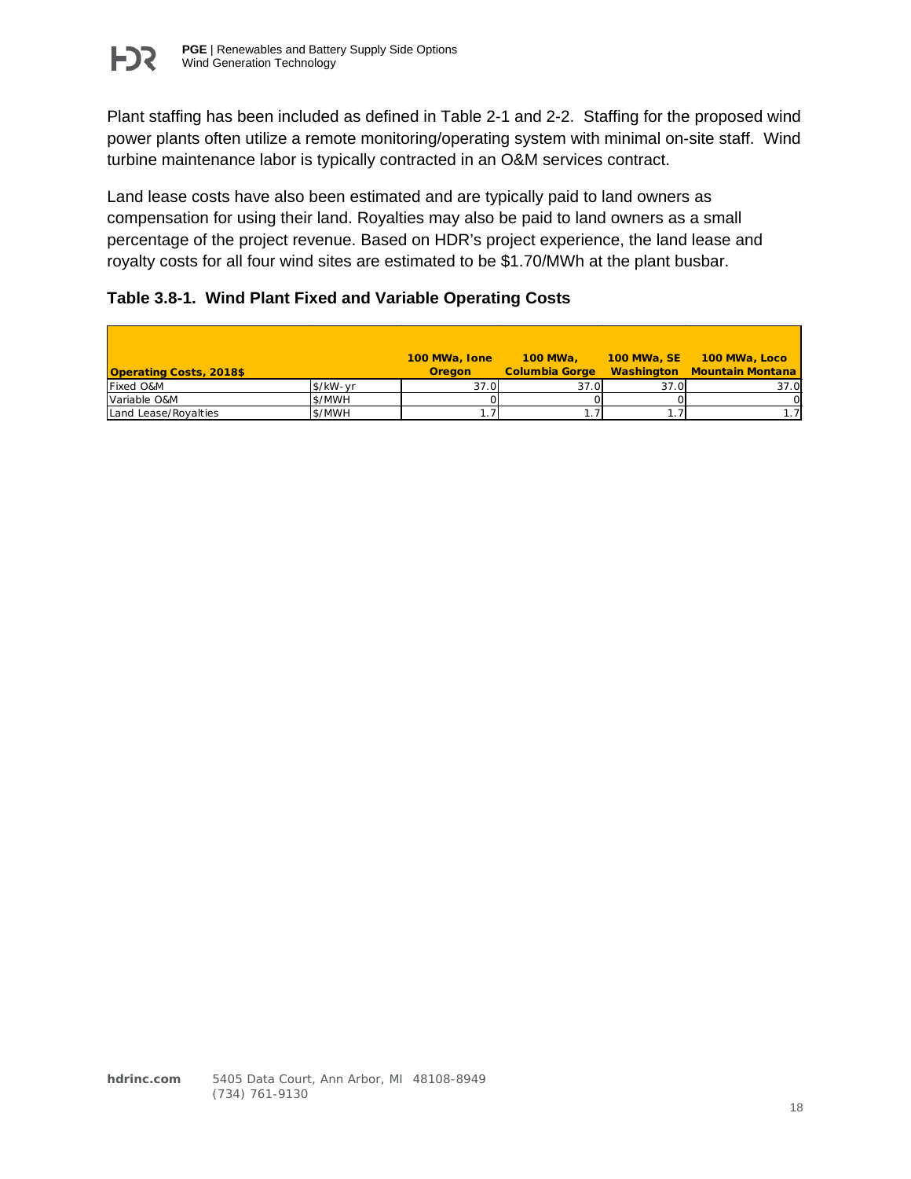Plant staffing has been included as defined in Table 2-1 and 2-2. Staffing for the proposed wind power plants often utilize a remote monitoring/operating system with minimal on-site staff. Wind turbine maintenance labor is typically contracted in an O&M services contract.

Land lease costs have also been estimated and are typically paid to land owners as compensation for using their land. Royalties may also be paid to land owners as a small percentage of the project revenue. Based on HDR's project experience, the land lease and royalty costs for all four wind sites are estimated to be $1.70/MWh at the plant busbar.

### Table 3.8-1. Wind Plant Fixed and Variable Operating Costs

| Operating Costs, 2018$ | | 100 MWa, Ione Oregon | 100 MWa, Columbia Gorge | 100 MWa, SE Washington | 100 MWa, Loco Mountain Montana |
|---|---|---|---|---|---|
| Fixed O&M | $/kW-yr | 37.0 | 37.0 | 37.0 | 37.0 |
| Variable O&M | $/MWH | 0 | 0 | 0 | 0 |
| Land Lease/Royalties | $/MWH | 1.7 | 1.7 | 1.7 | 1.7 |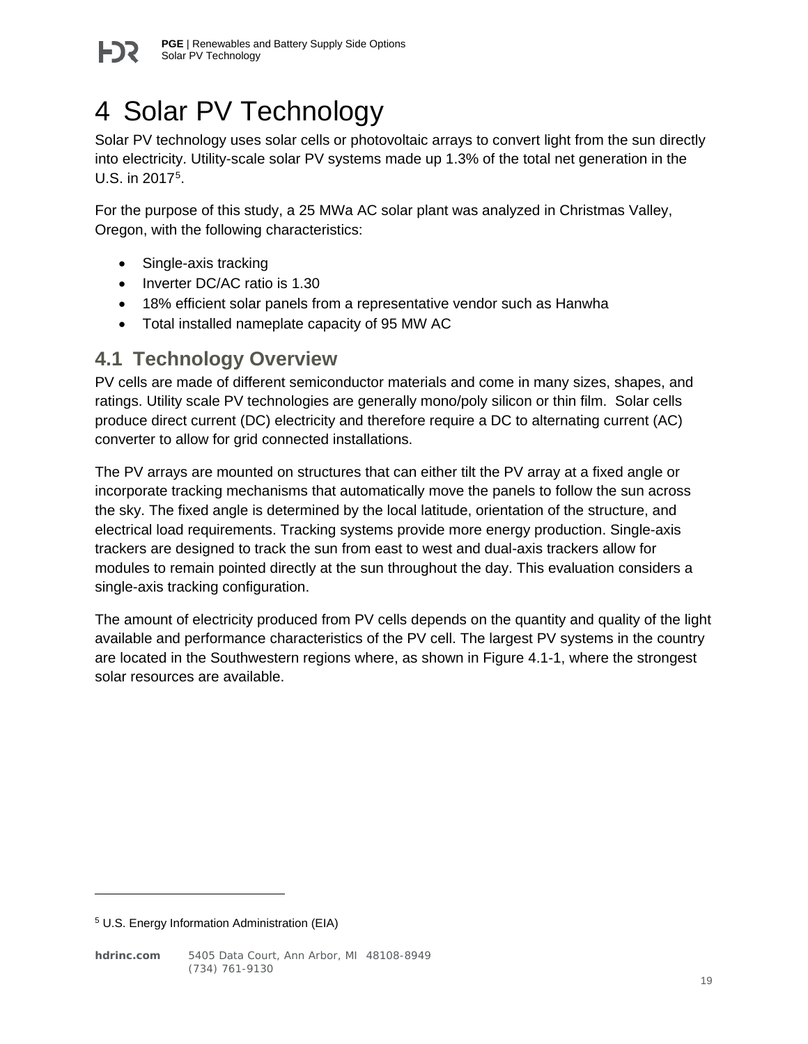# 4 Solar PV Technology

Solar PV technology uses solar cells or photovoltaic arrays to convert light from the sun directly into electricity. Utility-scale solar PV systems made up 1.3% of the total net generation in the U.S. in 2017[5].

For the purpose of this study, a 25 MWa AC solar plant was analyzed in Christmas Valley, Oregon, with the following characteristics:

- Single-axis tracking
- Inverter DC/AC ratio is 1.30
- 18% efficient solar panels from a representative vendor such as Hanwha
- Total installed nameplate capacity of 95 MW AC

## 4.1 Technology Overview

PV cells are made of different semiconductor materials and come in many sizes, shapes, and ratings. Utility scale PV technologies are generally mono/poly silicon or thin film. Solar cells produce direct current (DC) electricity and therefore require a DC to alternating current (AC) converter to allow for grid connected installations.

The PV arrays are mounted on structures that can either tilt the PV array at a fixed angle or incorporate tracking mechanisms that automatically move the panels to follow the sun across the sky. The fixed angle is determined by the local latitude, orientation of the structure, and electrical load requirements. Tracking systems provide more energy production. Single-axis trackers are designed to track the sun from east to west and dual-axis trackers allow for modules to remain pointed directly at the sun throughout the day. This evaluation considers a single-axis tracking configuration.

The amount of electricity produced from PV cells depends on the quantity and quality of the light available and performance characteristics of the PV cell. The largest PV systems in the country are located in the Southwestern regions where, as shown in Figure 4.1-1, where the strongest solar resources are available.

[5] U.S. Energy Information Administration (EIA)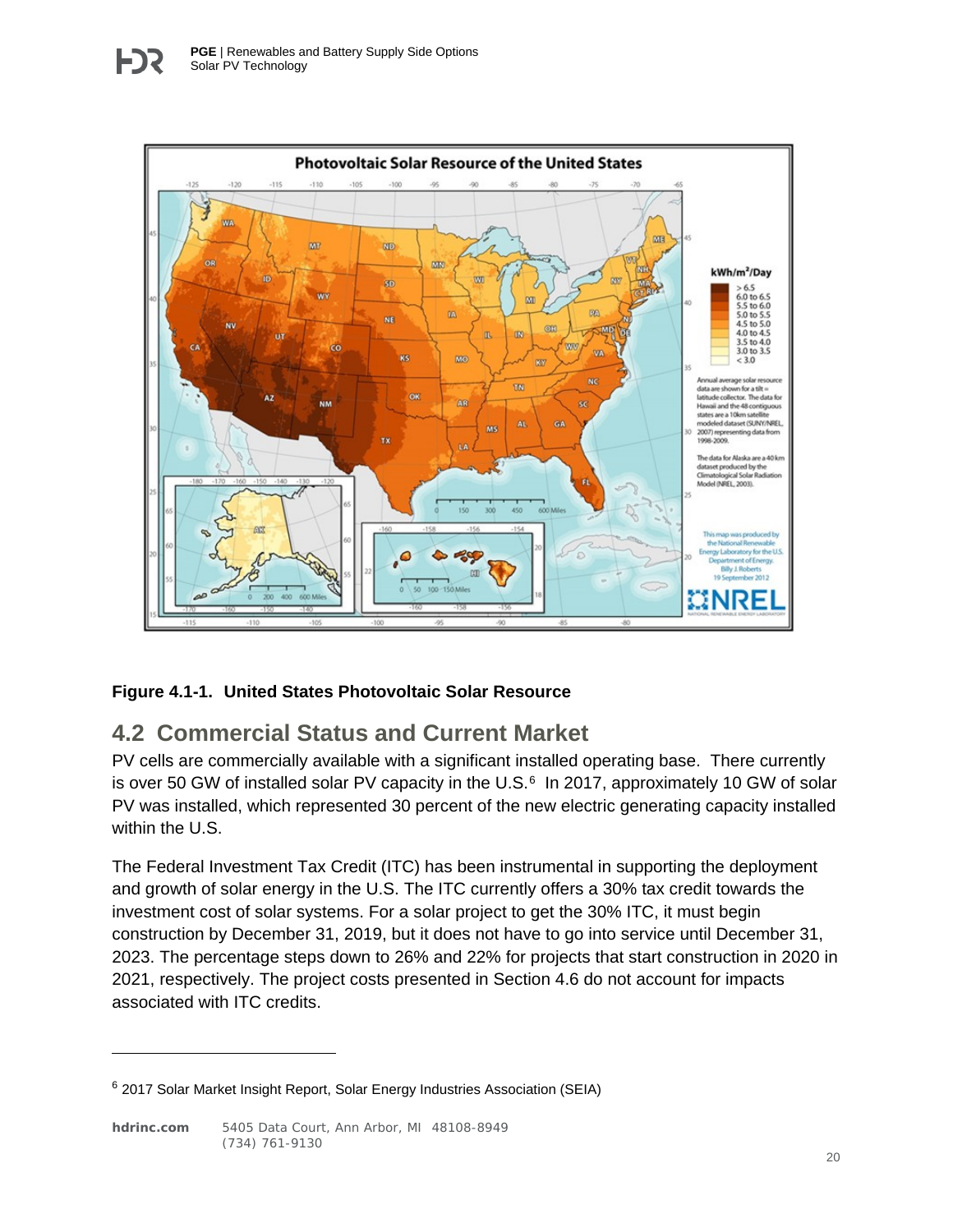**Figure 4.1-1. United States Photovoltaic Solar Resource**

## 4.2 Commercial Status and Current Market

PV cells are commercially available with a significant installed operating base. There currently is over 50 GW of installed solar PV capacity in the U.S.[6] In 2017, approximately 10 GW of solar PV was installed, which represented 30 percent of the new electric generating capacity installed within the U.S.

The Federal Investment Tax Credit (ITC) has been instrumental in supporting the deployment and growth of solar energy in the U.S. The ITC currently offers a 30% tax credit towards the investment cost of solar systems. For a solar project to get the 30% ITC, it must begin construction by December 31, 2019, but it does not have to go into service until December 31, 2023. The percentage steps down to 26% and 22% for projects that start construction in 2020 in 2021, respectively. The project costs presented in Section 4.6 do not account for impacts associated with ITC credits.

---

[6] 2017 Solar Market Insight Report, Solar Energy Industries Association (SEIA)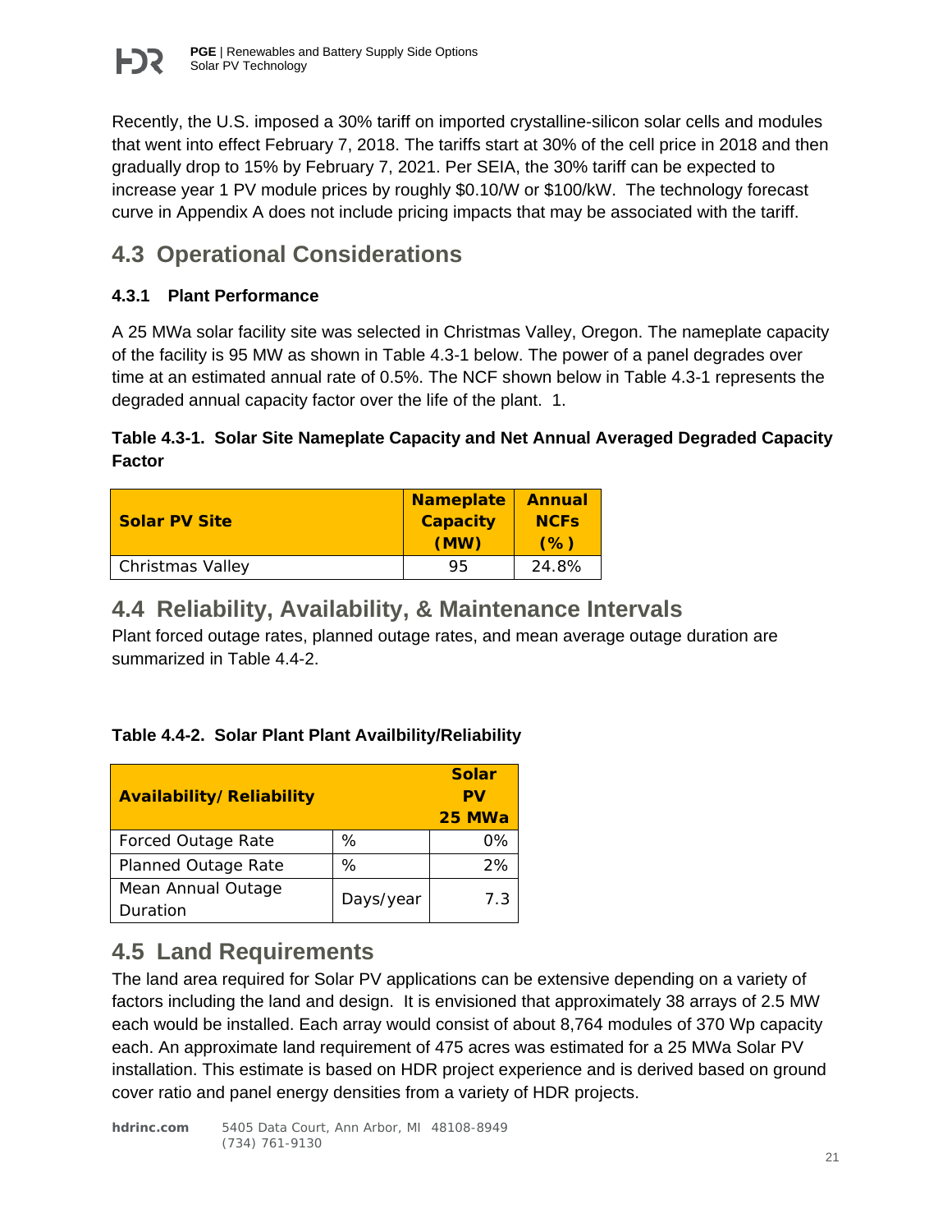Recently, the U.S. imposed a 30% tariff on imported crystalline-silicon solar cells and modules that went into effect February 7, 2018. The tariffs start at 30% of the cell price in 2018 and then gradually drop to 15% by February 7, 2021. Per SEIA, the 30% tariff can be expected to increase year 1 PV module prices by roughly \$0.10/W or \$100/kW. The technology forecast curve in Appendix A does not include pricing impacts that may be associated with the tariff.

## 4.3 Operational Considerations

### 4.3.1 Plant Performance

A 25 MWa solar facility site was selected in Christmas Valley, Oregon. The nameplate capacity of the facility is 95 MW as shown in Table 4.3-1 below. The power of a panel degrades over time at an estimated annual rate of 0.5%. The NCF shown below in Table 4.3-1 represents the degraded annual capacity factor over the life of the plant. 1.

**Table 4.3-1. Solar Site Nameplate Capacity and Net Annual Averaged Degraded Capacity Factor**

| Solar PV Site | Nameplate Capacity (MW) | Annual NCFs (%) |
|---|---|---|
| Christmas Valley | 95 | 24.8% |

## 4.4 Reliability, Availability, & Maintenance Intervals

Plant forced outage rates, planned outage rates, and mean average outage duration are summarized in Table 4.4-2.

**Table 4.4-2. Solar Plant Plant Availbility/Reliability**

| Availability/Reliability | | Solar PV 25 MWa |
|---|---|---|
| Forced Outage Rate | % | 0% |
| Planned Outage Rate | % | 2% |
| Mean Annual Outage Duration | Days/year | 7.3 |

## 4.5 Land Requirements

The land area required for Solar PV applications can be extensive depending on a variety of factors including the land and design. It is envisioned that approximately 38 arrays of 2.5 MW each would be installed. Each array would consist of about 8,764 modules of 370 Wp capacity each. An approximate land requirement of 475 acres was estimated for a 25 MWa Solar PV installation. This estimate is based on HDR project experience and is derived based on ground cover ratio and panel energy densities from a variety of HDR projects.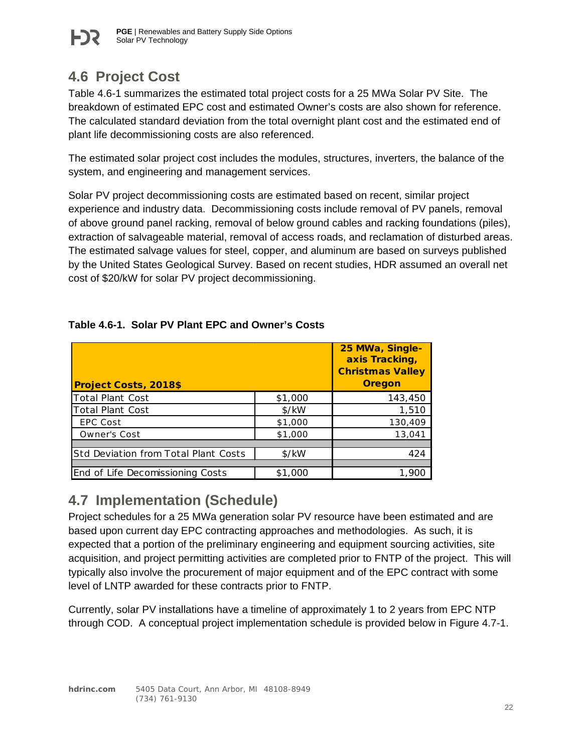## 4.6 Project Cost

Table 4.6-1 summarizes the estimated total project costs for a 25 MWa Solar PV Site. The breakdown of estimated EPC cost and estimated Owner's costs are also shown for reference. The calculated standard deviation from the total overnight plant cost and the estimated end of plant life decommissioning costs are also referenced.

The estimated solar project cost includes the modules, structures, inverters, the balance of the system, and engineering and management services.

Solar PV project decommissioning costs are estimated based on recent, similar project experience and industry data. Decommissioning costs include removal of PV panels, removal of above ground panel racking, removal of below ground cables and racking foundations (piles), extraction of salvageable material, removal of access roads, and reclamation of disturbed areas. The estimated salvage values for steel, copper, and aluminum are based on surveys published by the United States Geological Survey. Based on recent studies, HDR assumed an overall net cost of $20/kW for solar PV project decommissioning.

**Table 4.6-1. Solar PV Plant EPC and Owner's Costs**

| Project Costs, 2018$ | | 25 MWa, Single-axis Tracking, Christmas Valley Oregon |
|---|---|---|
| Total Plant Cost | $1,000 | 143,450 |
| Total Plant Cost | $/kW | 1,510 |
| EPC Cost | $1,000 | 130,409 |
| Owner's Cost | $1,000 | 13,041 |
| | | |
| Std Deviation from Total Plant Costs | $/kW | 424 |
| | | |
| End of Life Decomissioning Costs | $1,000 | 1,900 |

## 4.7 Implementation (Schedule)

Project schedules for a 25 MWa generation solar PV resource have been estimated and are based upon current day EPC contracting approaches and methodologies. As such, it is expected that a portion of the preliminary engineering and equipment sourcing activities, site acquisition, and project permitting activities are completed prior to FNTP of the project. This will typically also involve the procurement of major equipment and of the EPC contract with some level of LNTP awarded for these contracts prior to FNTP.

Currently, solar PV installations have a timeline of approximately 1 to 2 years from EPC NTP through COD. A conceptual project implementation schedule is provided below in Figure 4.7-1.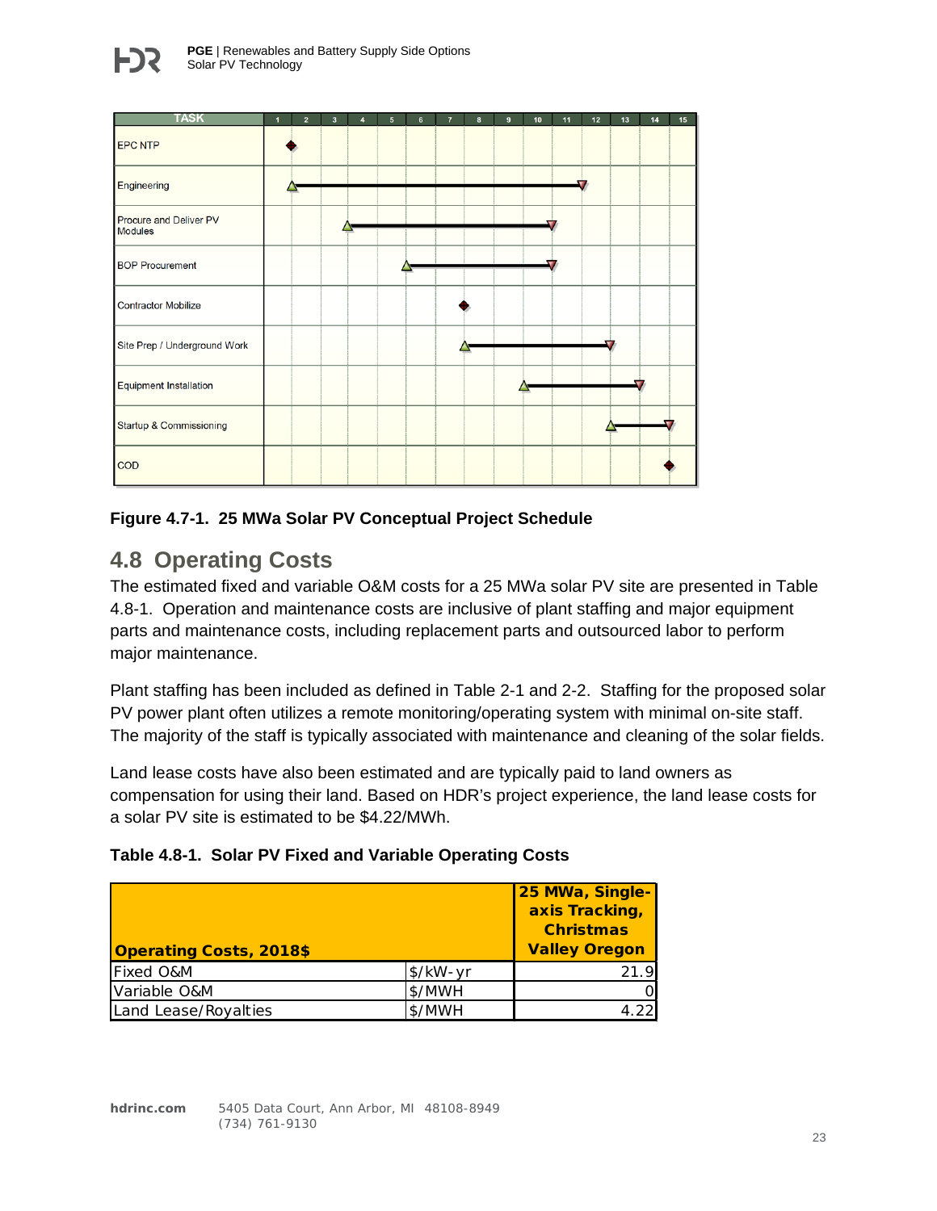| TASK |
|---|
| EPC NTP |
| Engineering |
| Procure and Deliver PV Modules |
| BOP Procurement |
| Contractor Mobilize |
| Site Prep / Underground Work |
| Equipment Installation |
| Startup & Commissioning |
| COD |

**Figure 4.7-1. 25 MWa Solar PV Conceptual Project Schedule**

## 4.8 Operating Costs

The estimated fixed and variable O&M costs for a 25 MWa solar PV site are presented in Table 4.8-1. Operation and maintenance costs are inclusive of plant staffing and major equipment parts and maintenance costs, including replacement parts and outsourced labor to perform major maintenance.

Plant staffing has been included as defined in Table 2-1 and 2-2. Staffing for the proposed solar PV power plant often utilizes a remote monitoring/operating system with minimal on-site staff. The majority of the staff is typically associated with maintenance and cleaning of the solar fields.

Land lease costs have also been estimated and are typically paid to land owners as compensation for using their land. Based on HDR's project experience, the land lease costs for a solar PV site is estimated to be $4.22/MWh.

**Table 4.8-1. Solar PV Fixed and Variable Operating Costs**

| Operating Costs, 2018$ | | 25 MWa, Single-axis Tracking, Christmas Valley Oregon |
|---|---|---|
| Fixed O&M | $/kW-yr | 21.9 |
| Variable O&M | $/MWH | 0 |
| Land Lease/Royalties | $/MWH | 4.22 |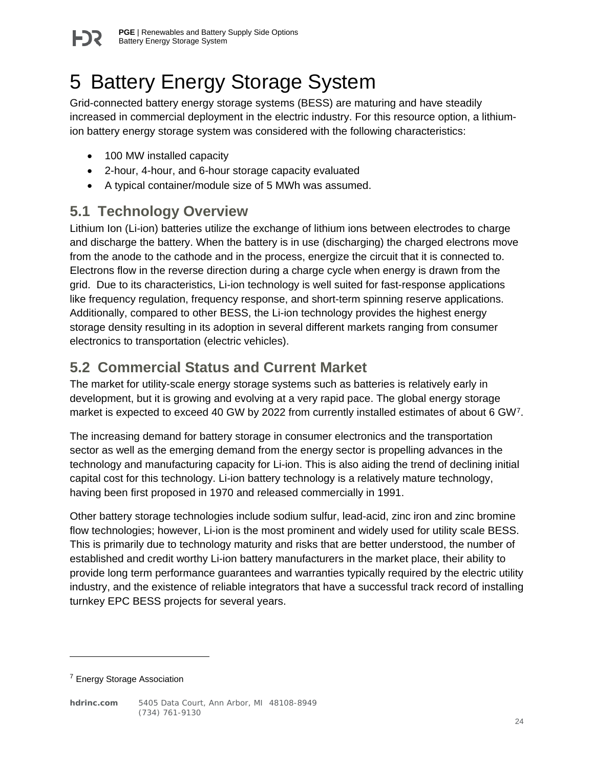# 5 Battery Energy Storage System

Grid-connected battery energy storage systems (BESS) are maturing and have steadily increased in commercial deployment in the electric industry. For this resource option, a lithium-ion battery energy storage system was considered with the following characteristics:

- 100 MW installed capacity
- 2-hour, 4-hour, and 6-hour storage capacity evaluated
- A typical container/module size of 5 MWh was assumed.

## 5.1 Technology Overview

Lithium Ion (Li-ion) batteries utilize the exchange of lithium ions between electrodes to charge and discharge the battery. When the battery is in use (discharging) the charged electrons move from the anode to the cathode and in the process, energize the circuit that it is connected to. Electrons flow in the reverse direction during a charge cycle when energy is drawn from the grid. Due to its characteristics, Li-ion technology is well suited for fast-response applications like frequency regulation, frequency response, and short-term spinning reserve applications. Additionally, compared to other BESS, the Li-ion technology provides the highest energy storage density resulting in its adoption in several different markets ranging from consumer electronics to transportation (electric vehicles).

## 5.2 Commercial Status and Current Market

The market for utility-scale energy storage systems such as batteries is relatively early in development, but it is growing and evolving at a very rapid pace. The global energy storage market is expected to exceed 40 GW by 2022 from currently installed estimates of about 6 GW[7].

The increasing demand for battery storage in consumer electronics and the transportation sector as well as the emerging demand from the energy sector is propelling advances in the technology and manufacturing capacity for Li-ion. This is also aiding the trend of declining initial capital cost for this technology. Li-ion battery technology is a relatively mature technology, having been first proposed in 1970 and released commercially in 1991.

Other battery storage technologies include sodium sulfur, lead-acid, zinc iron and zinc bromine flow technologies; however, Li-ion is the most prominent and widely used for utility scale BESS. This is primarily due to technology maturity and risks that are better understood, the number of established and credit worthy Li-ion battery manufacturers in the market place, their ability to provide long term performance guarantees and warranties typically required by the electric utility industry, and the existence of reliable integrators that have a successful track record of installing turnkey EPC BESS projects for several years.

---

[7] Energy Storage Association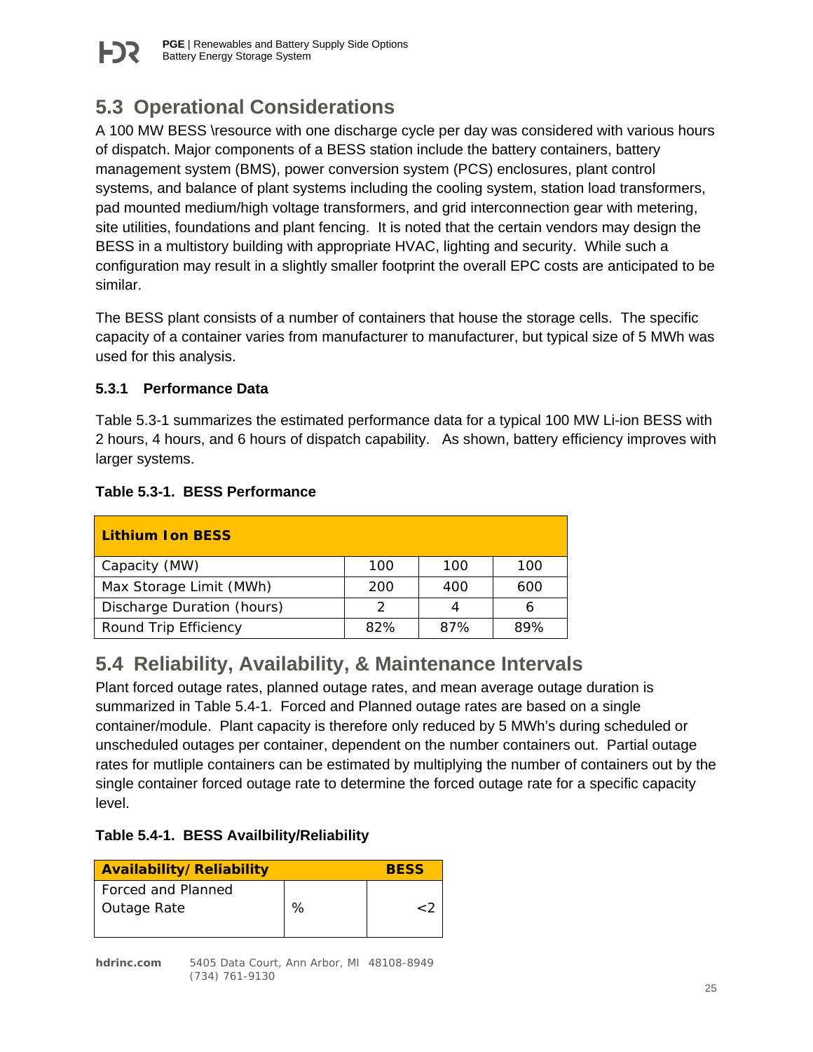## 5.3 Operational Considerations

A 100 MW BESS \resource with one discharge cycle per day was considered with various hours of dispatch. Major components of a BESS station include the battery containers, battery management system (BMS), power conversion system (PCS) enclosures, plant control systems, and balance of plant systems including the cooling system, station load transformers, pad mounted medium/high voltage transformers, and grid interconnection gear with metering, site utilities, foundations and plant fencing. It is noted that the certain vendors may design the BESS in a multistory building with appropriate HVAC, lighting and security. While such a configuration may result in a slightly smaller footprint the overall EPC costs are anticipated to be similar.

The BESS plant consists of a number of containers that house the storage cells. The specific capacity of a container varies from manufacturer to manufacturer, but typical size of 5 MWh was used for this analysis.

### 5.3.1 Performance Data

Table 5.3-1 summarizes the estimated performance data for a typical 100 MW Li-ion BESS with 2 hours, 4 hours, and 6 hours of dispatch capability. As shown, battery efficiency improves with larger systems.

**Table 5.3-1. BESS Performance**

| Lithium Ion BESS | | | |
|---|---|---|---|
| Capacity (MW) | 100 | 100 | 100 |
| Max Storage Limit (MWh) | 200 | 400 | 600 |
| Discharge Duration (hours) | 2 | 4 | 6 |
| Round Trip Efficiency | 82% | 87% | 89% |

## 5.4 Reliability, Availability, & Maintenance Intervals

Plant forced outage rates, planned outage rates, and mean average outage duration is summarized in Table 5.4-1. Forced and Planned outage rates are based on a single container/module. Plant capacity is therefore only reduced by 5 MWh's during scheduled or unscheduled outages per container, dependent on the number containers out. Partial outage rates for mutliple containers can be estimated by multiplying the number of containers out by the single container forced outage rate to determine the forced outage rate for a specific capacity level.

**Table 5.4-1. BESS Availbility/Reliability**

| Availability/Reliability | | BESS |
|---|---|---|
| Forced and Planned Outage Rate | % | <2 |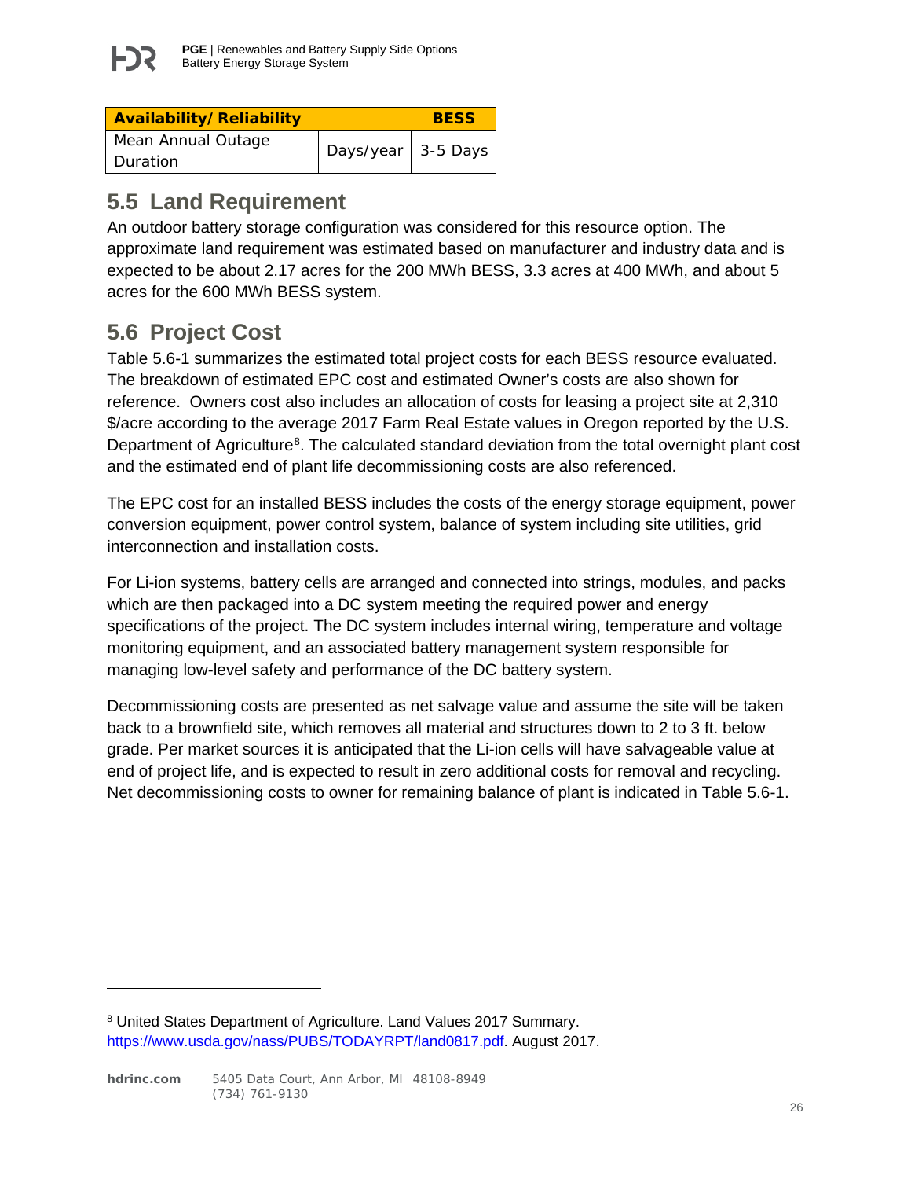| Availability/ Reliability | | BESS |
|---|---|---|
| Mean Annual Outage Duration | Days/year | 3-5 Days |

## 5.5 Land Requirement

An outdoor battery storage configuration was considered for this resource option. The approximate land requirement was estimated based on manufacturer and industry data and is expected to be about 2.17 acres for the 200 MWh BESS, 3.3 acres at 400 MWh, and about 5 acres for the 600 MWh BESS system.

## 5.6 Project Cost

Table 5.6-1 summarizes the estimated total project costs for each BESS resource evaluated. The breakdown of estimated EPC cost and estimated Owner's costs are also shown for reference. Owners cost also includes an allocation of costs for leasing a project site at 2,310 $/acre according to the average 2017 Farm Real Estate values in Oregon reported by the U.S. Department of Agriculture[8]. The calculated standard deviation from the total overnight plant cost and the estimated end of plant life decommissioning costs are also referenced.

The EPC cost for an installed BESS includes the costs of the energy storage equipment, power conversion equipment, power control system, balance of system including site utilities, grid interconnection and installation costs.

For Li-ion systems, battery cells are arranged and connected into strings, modules, and packs which are then packaged into a DC system meeting the required power and energy specifications of the project. The DC system includes internal wiring, temperature and voltage monitoring equipment, and an associated battery management system responsible for managing low-level safety and performance of the DC battery system.

Decommissioning costs are presented as net salvage value and assume the site will be taken back to a brownfield site, which removes all material and structures down to 2 to 3 ft. below grade. Per market sources it is anticipated that the Li-ion cells will have salvageable value at end of project life, and is expected to result in zero additional costs for removal and recycling. Net decommissioning costs to owner for remaining balance of plant is indicated in Table 5.6-1.

---

[8] United States Department of Agriculture. Land Values 2017 Summary. https://www.usda.gov/nass/PUBS/TODAYRPT/land0817.pdf. August 2017.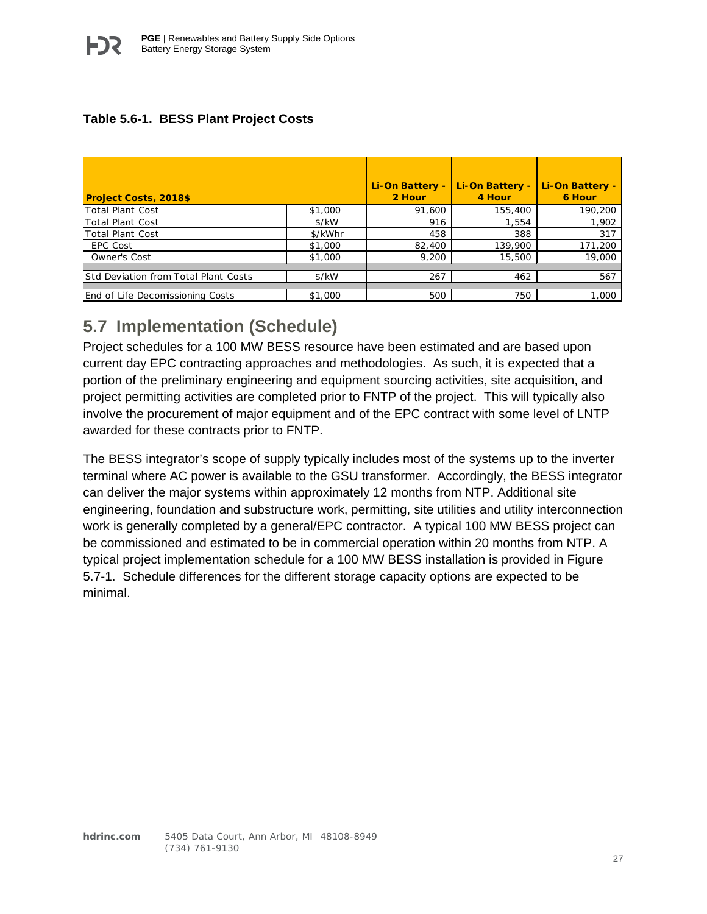**Table 5.6-1. BESS Plant Project Costs**

| Project Costs, 2018$ | | Li-On Battery - 2 Hour | Li-On Battery - 4 Hour | Li-On Battery - 6 Hour |
|---|---|---|---|---|
| Total Plant Cost | $1,000 | 91,600 | 155,400 | 190,200 |
| Total Plant Cost | $/kW | 916 | 1,554 | 1,902 |
| Total Plant Cost | $/kWhr | 458 | 388 | 317 |
| EPC Cost | $1,000 | 82,400 | 139,900 | 171,200 |
| Owner's Cost | $1,000 | 9,200 | 15,500 | 19,000 |
| Std Deviation from Total Plant Costs | $/kW | 267 | 462 | 567 |
| End of Life Decomissioning Costs | $1,000 | 500 | 750 | 1,000 |

## 5.7 Implementation (Schedule)

Project schedules for a 100 MW BESS resource have been estimated and are based upon current day EPC contracting approaches and methodologies. As such, it is expected that a portion of the preliminary engineering and equipment sourcing activities, site acquisition, and project permitting activities are completed prior to FNTP of the project. This will typically also involve the procurement of major equipment and of the EPC contract with some level of LNTP awarded for these contracts prior to FNTP.

The BESS integrator's scope of supply typically includes most of the systems up to the inverter terminal where AC power is available to the GSU transformer. Accordingly, the BESS integrator can deliver the major systems within approximately 12 months from NTP. Additional site engineering, foundation and substructure work, permitting, site utilities and utility interconnection work is generally completed by a general/EPC contractor. A typical 100 MW BESS project can be commissioned and estimated to be in commercial operation within 20 months from NTP. A typical project implementation schedule for a 100 MW BESS installation is provided in Figure 5.7-1. Schedule differences for the different storage capacity options are expected to be minimal.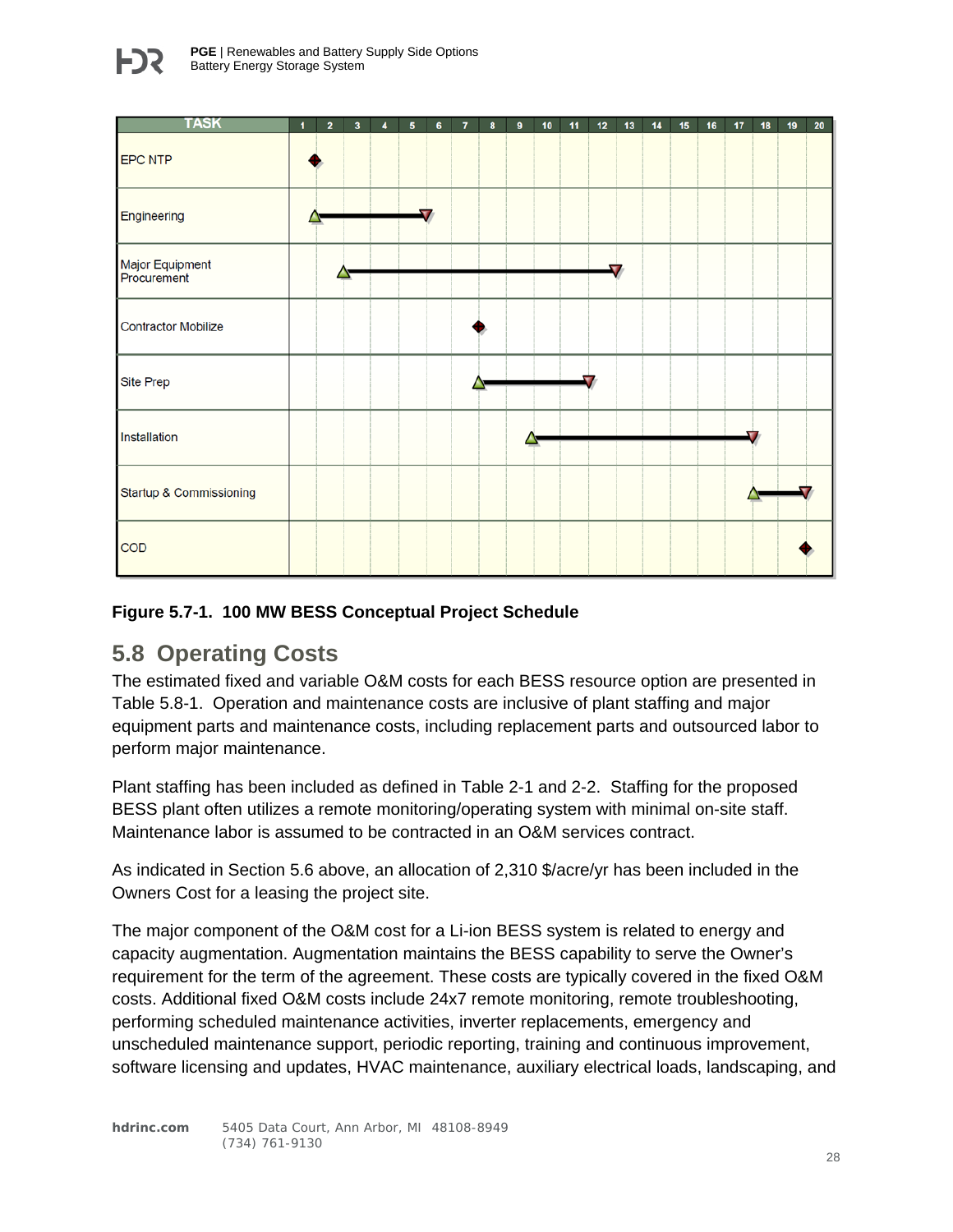| TASK | 1 | 2 | 3 | 4 | 5 | 6 | 7 | 8 | 9 | 10 | 11 | 12 | 13 | 14 | 15 | 16 | 17 | 18 | 19 | 20 |
|---|---|---|---|---|---|---|---|---|---|---|---|---|---|---|---|---|---|---|---|---|
| EPC NTP | | | | | | | | | | | | | | | | | | | | |
| Engineering | | | | | | | | | | | | | | | | | | | | |
| Major Equipment Procurement | | | | | | | | | | | | | | | | | | | | |
| Contractor Mobilize | | | | | | | | | | | | | | | | | | | | |
| Site Prep | | | | | | | | | | | | | | | | | | | | |
| Installation | | | | | | | | | | | | | | | | | | | | |
| Startup & Commissioning | | | | | | | | | | | | | | | | | | | | |
| COD | | | | | | | | | | | | | | | | | | | | |

**Figure 5.7-1. 100 MW BESS Conceptual Project Schedule**

## 5.8 Operating Costs

The estimated fixed and variable O&M costs for each BESS resource option are presented in Table 5.8-1. Operation and maintenance costs are inclusive of plant staffing and major equipment parts and maintenance costs, including replacement parts and outsourced labor to perform major maintenance.

Plant staffing has been included as defined in Table 2-1 and 2-2. Staffing for the proposed BESS plant often utilizes a remote monitoring/operating system with minimal on-site staff. Maintenance labor is assumed to be contracted in an O&M services contract.

As indicated in Section 5.6 above, an allocation of 2,310 $/acre/yr has been included in the Owners Cost for a leasing the project site.

The major component of the O&M cost for a Li-ion BESS system is related to energy and capacity augmentation. Augmentation maintains the BESS capability to serve the Owner's requirement for the term of the agreement. These costs are typically covered in the fixed O&M costs. Additional fixed O&M costs include 24x7 remote monitoring, remote troubleshooting, performing scheduled maintenance activities, inverter replacements, emergency and unscheduled maintenance support, periodic reporting, training and continuous improvement, software licensing and updates, HVAC maintenance, auxiliary electrical loads, landscaping, and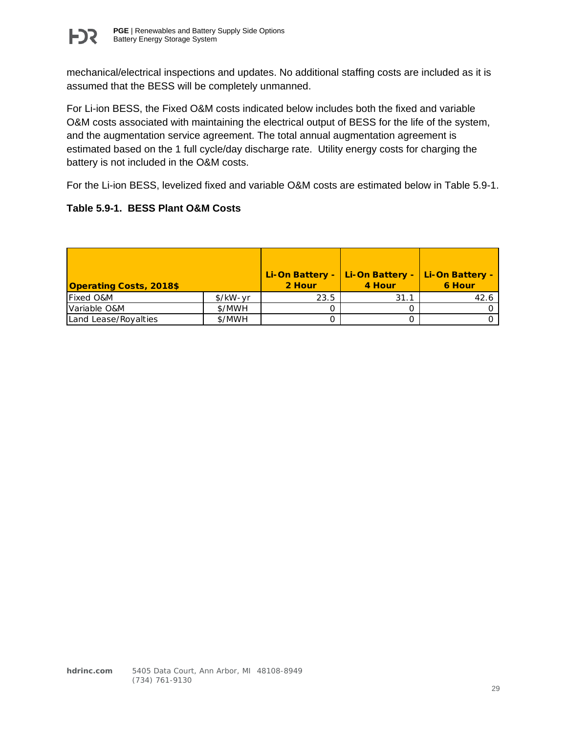mechanical/electrical inspections and updates. No additional staffing costs are included as it is assumed that the BESS will be completely unmanned.

For Li-ion BESS, the Fixed O&M costs indicated below includes both the fixed and variable O&M costs associated with maintaining the electrical output of BESS for the life of the system, and the augmentation service agreement. The total annual augmentation agreement is estimated based on the 1 full cycle/day discharge rate. Utility energy costs for charging the battery is not included in the O&M costs.

For the Li-ion BESS, levelized fixed and variable O&M costs are estimated below in Table 5.9-1.

**Table 5.9-1. BESS Plant O&M Costs**

| Operating Costs, 2018$ | | Li-On Battery - 2 Hour | Li-On Battery - 4 Hour | Li-On Battery - 6 Hour |
|---|---|---|---|---|
| Fixed O&M | $/kW-yr | 23.5 | 31.1 | 42.6 |
| Variable O&M | $/MWH | 0 | 0 | 0 |
| Land Lease/Royalties | $/MWH | 0 | 0 | 0 |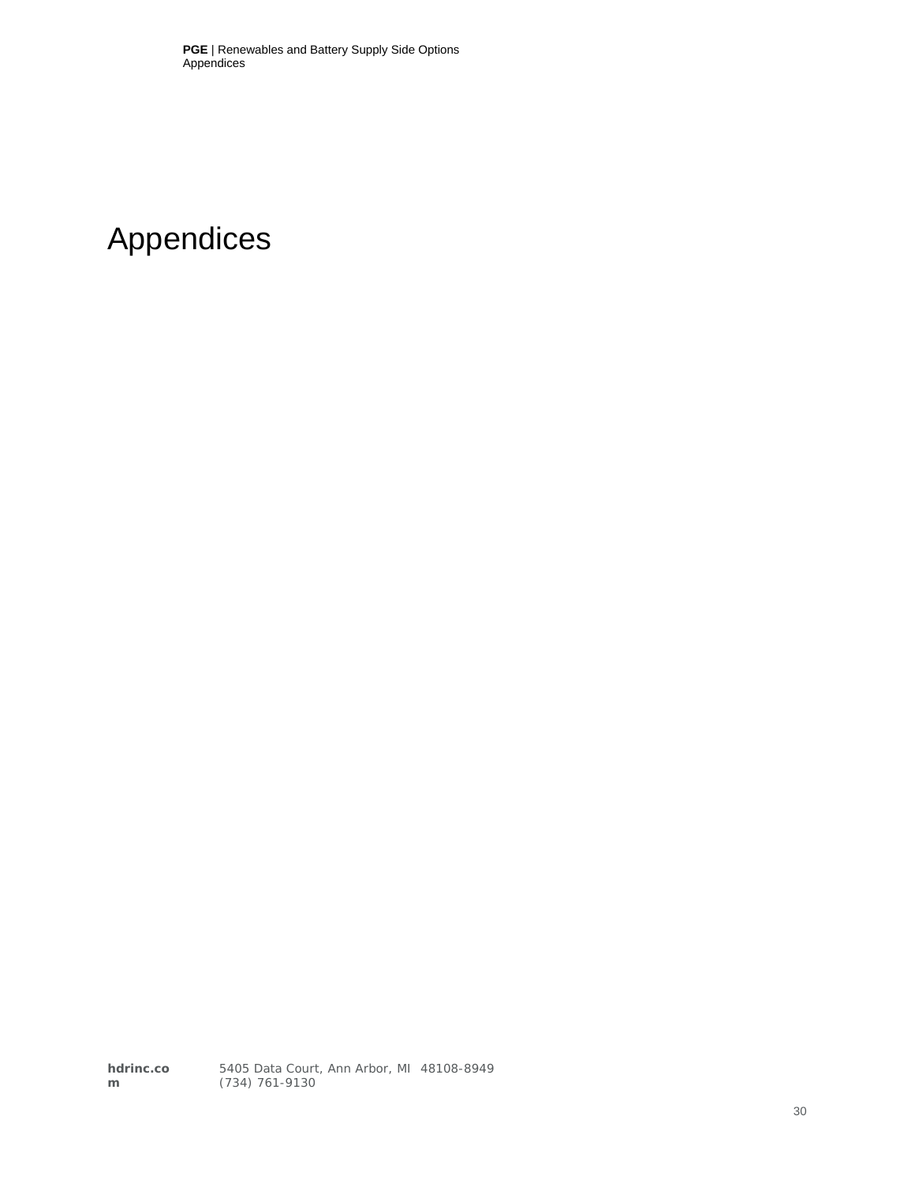# Appendices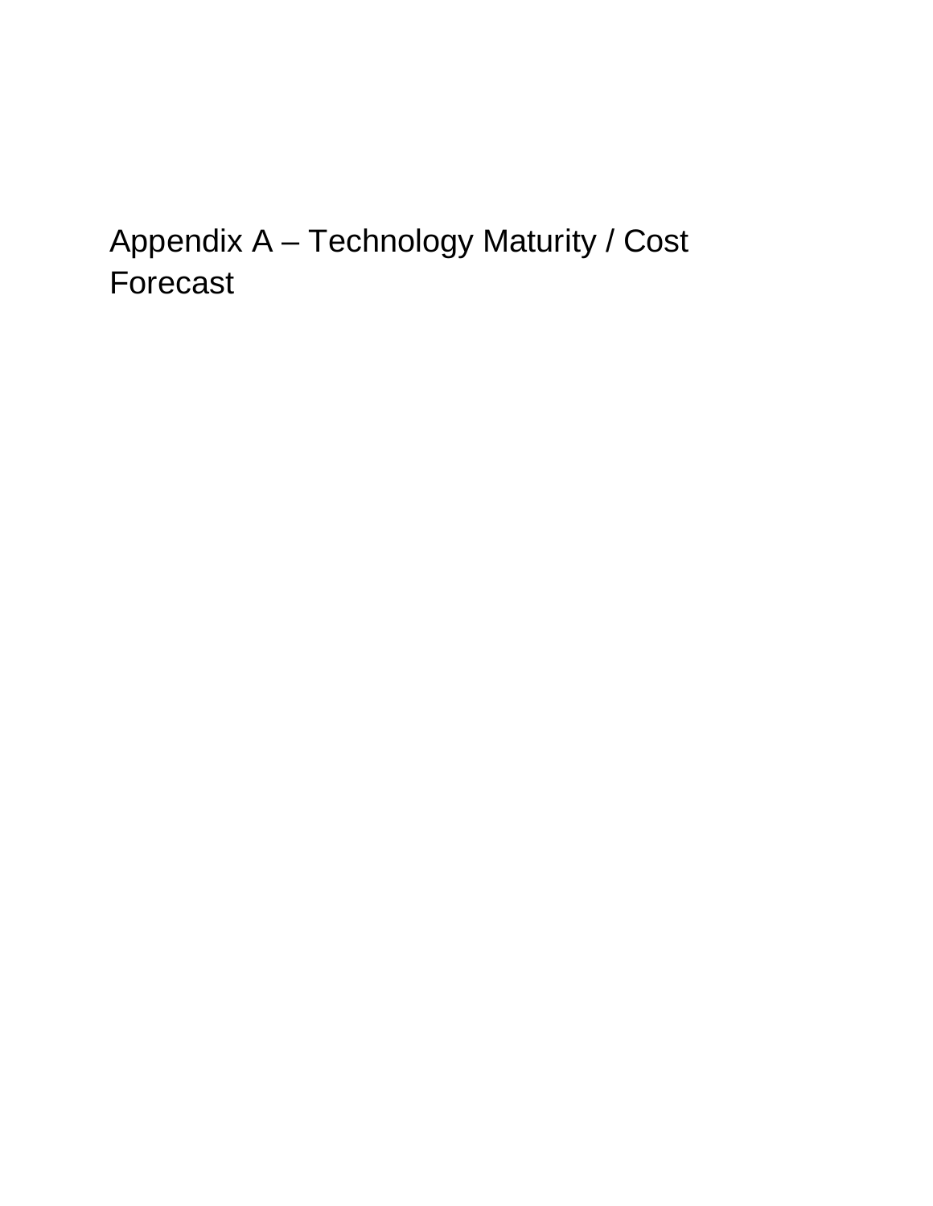# Appendix A – Technology Maturity / Cost Forecast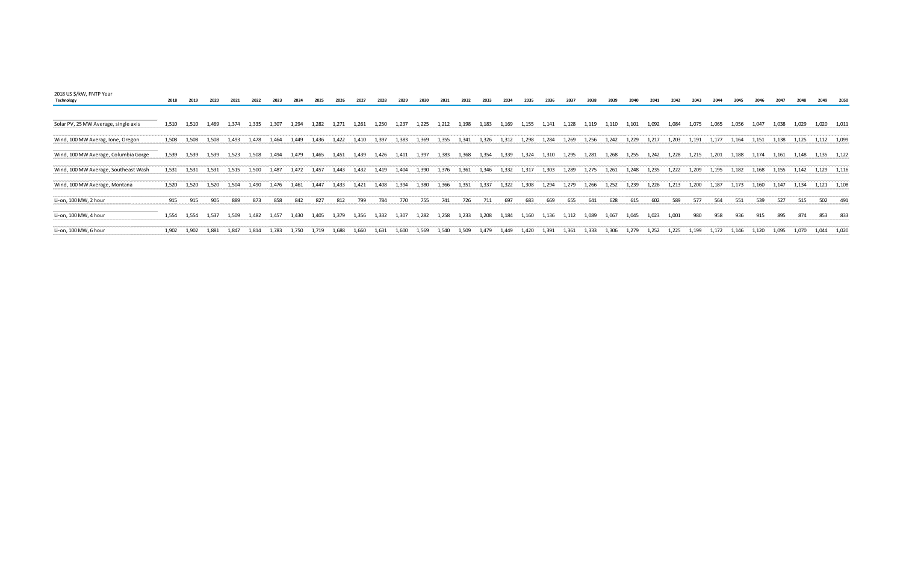2018 US $/kW, FNTP Year

| Technology | 2018 | 2019 | 2020 | 2021 | 2022 | 2023 | 2024 | 2025 | 2026 | 2027 | 2028 | 2029 | 2030 | 2031 | 2032 | 2033 | 2034 | 2035 | 2036 | 2037 | 2038 | 2039 | 2040 | 2041 | 2042 | 2043 | 2044 | 2045 | 2046 | 2047 | 2048 | 2049 | 2050 |
|---|---|---|---|---|---|---|---|---|---|---|---|---|---|---|---|---|---|---|---|---|---|---|---|---|---|---|---|---|---|---|---|---|---|
| Solar PV, 25 MW Average, single axis | 1,510 | 1,510 | 1,469 | 1,374 | 1,335 | 1,307 | 1,294 | 1,282 | 1,271 | 1,261 | 1,250 | 1,237 | 1,225 | 1,212 | 1,198 | 1,183 | 1,169 | 1,155 | 1,141 | 1,128 | 1,119 | 1,110 | 1,101 | 1,092 | 1,084 | 1,075 | 1,065 | 1,056 | 1,047 | 1,038 | 1,029 | 1,020 | 1,011 |
| Wind, 100 MW Averag, Ione, Oregon | 1,508 | 1,508 | 1,508 | 1,493 | 1,478 | 1,464 | 1,449 | 1,436 | 1,422 | 1,410 | 1,397 | 1,383 | 1,369 | 1,355 | 1,341 | 1,326 | 1,312 | 1,298 | 1,284 | 1,269 | 1,256 | 1,242 | 1,229 | 1,217 | 1,203 | 1,191 | 1,177 | 1,164 | 1,151 | 1,138 | 1,125 | 1,112 | 1,099 |
| Wind, 100 MW Average, Columbia Gorge | 1,539 | 1,539 | 1,539 | 1,523 | 1,508 | 1,494 | 1,479 | 1,465 | 1,451 | 1,439 | 1,426 | 1,411 | 1,397 | 1,383 | 1,368 | 1,354 | 1,339 | 1,324 | 1,310 | 1,295 | 1,281 | 1,268 | 1,255 | 1,242 | 1,228 | 1,215 | 1,201 | 1,188 | 1,174 | 1,161 | 1,148 | 1,135 | 1,122 |
| Wind, 100 MW Average, Southeast Wash | 1,531 | 1,531 | 1,531 | 1,515 | 1,500 | 1,487 | 1,472 | 1,457 | 1,443 | 1,432 | 1,419 | 1,404 | 1,390 | 1,376 | 1,361 | 1,346 | 1,332 | 1,317 | 1,303 | 1,289 | 1,275 | 1,261 | 1,248 | 1,235 | 1,222 | 1,209 | 1,195 | 1,182 | 1,168 | 1,155 | 1,142 | 1,129 | 1,116 |
| Wind, 100 MW Average, Montana | 1,520 | 1,520 | 1,520 | 1,504 | 1,490 | 1,476 | 1,461 | 1,447 | 1,433 | 1,421 | 1,408 | 1,394 | 1,380 | 1,366 | 1,351 | 1,337 | 1,322 | 1,308 | 1,294 | 1,279 | 1,266 | 1,252 | 1,239 | 1,226 | 1,213 | 1,200 | 1,187 | 1,173 | 1,160 | 1,147 | 1,134 | 1,121 | 1,108 |
| Li-on, 100 MW, 2 hour | 915 | 915 | 905 | 889 | 873 | 858 | 842 | 827 | 812 | 799 | 784 | 770 | 755 | 741 | 726 | 711 | 697 | 683 | 669 | 655 | 641 | 628 | 615 | 602 | 589 | 577 | 564 | 551 | 539 | 527 | 515 | 502 | 491 |
| Li-on, 100 MW, 4 hour | 1,554 | 1,554 | 1,537 | 1,509 | 1,482 | 1,457 | 1,430 | 1,405 | 1,379 | 1,356 | 1,332 | 1,307 | 1,282 | 1,258 | 1,233 | 1,208 | 1,184 | 1,160 | 1,136 | 1,112 | 1,089 | 1,067 | 1,045 | 1,023 | 1,001 | 980 | 958 | 936 | 915 | 895 | 874 | 853 | 833 |
| Li-on, 100 MW, 6 hour | 1,902 | 1,902 | 1,881 | 1,847 | 1,814 | 1,783 | 1,750 | 1,719 | 1,688 | 1,660 | 1,631 | 1,600 | 1,569 | 1,540 | 1,509 | 1,479 | 1,449 | 1,420 | 1,391 | 1,361 | 1,333 | 1,306 | 1,279 | 1,252 | 1,225 | 1,199 | 1,172 | 1,146 | 1,120 | 1,095 | 1,070 | 1,044 | 1,020 |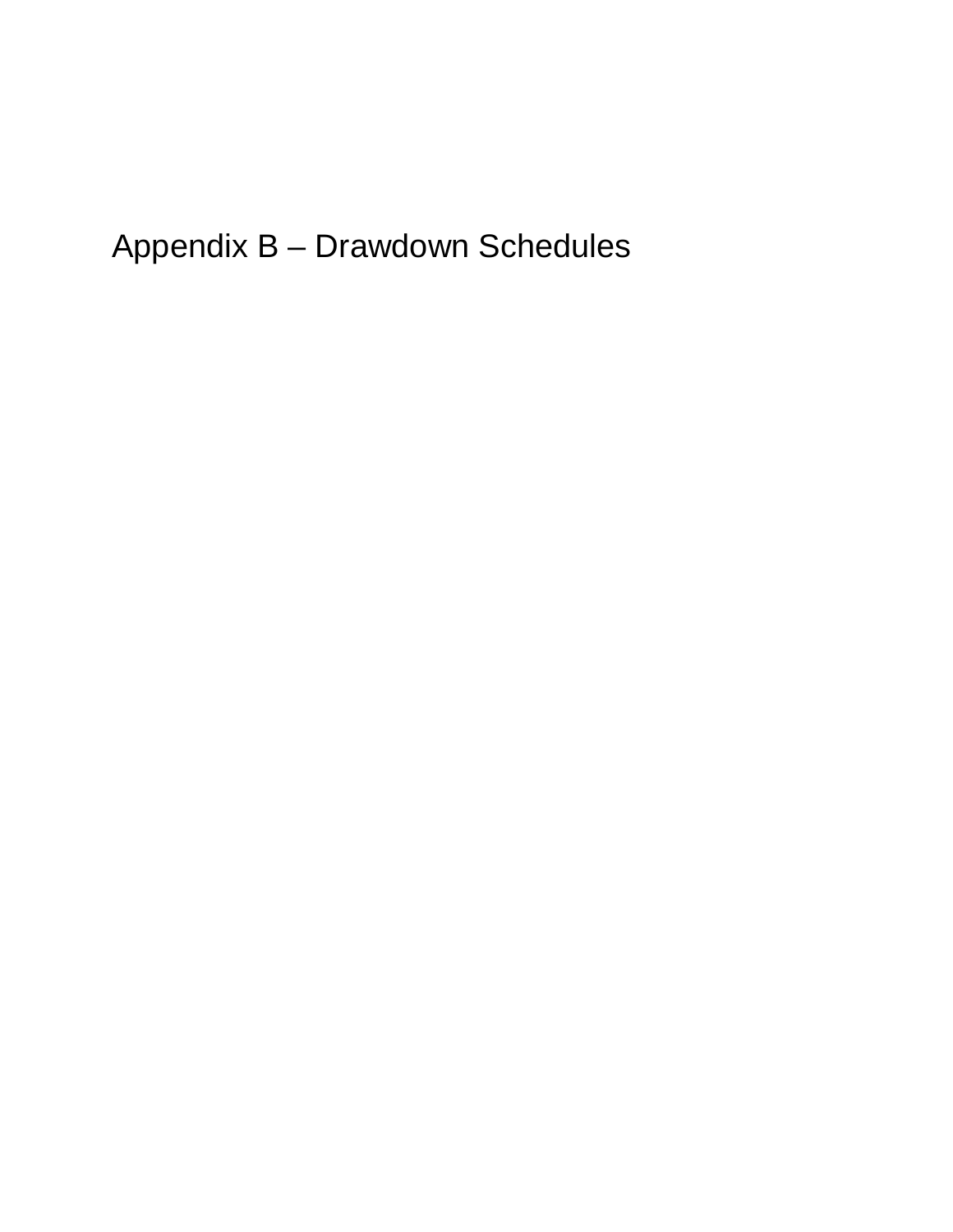# Appendix B – Drawdown Schedules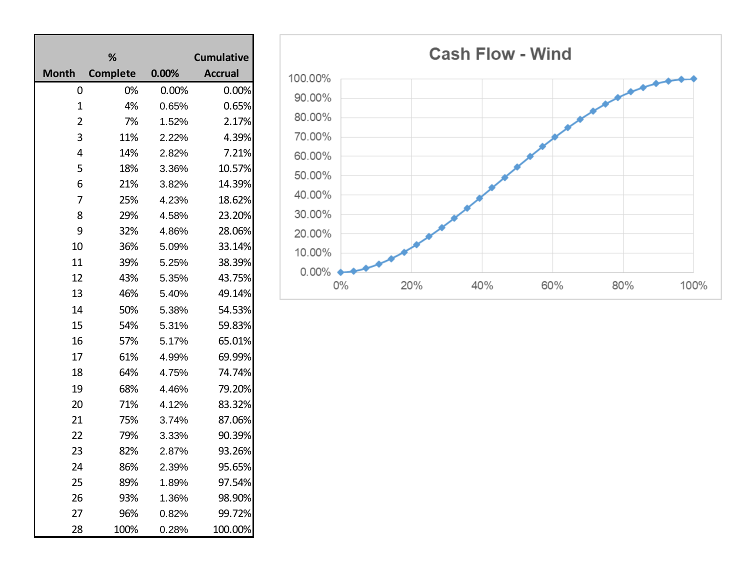| Month | % Complete | 0.00% | Cumulative Accrual |
|---|---|---|---|
| 0 | 0% | 0.00% | 0.00% |
| 1 | 4% | 0.65% | 0.65% |
| 2 | 7% | 1.52% | 2.17% |
| 3 | 11% | 2.22% | 4.39% |
| 4 | 14% | 2.82% | 7.21% |
| 5 | 18% | 3.36% | 10.57% |
| 6 | 21% | 3.82% | 14.39% |
| 7 | 25% | 4.23% | 18.62% |
| 8 | 29% | 4.58% | 23.20% |
| 9 | 32% | 4.86% | 28.06% |
| 10 | 36% | 5.09% | 33.14% |
| 11 | 39% | 5.25% | 38.39% |
| 12 | 43% | 5.35% | 43.75% |
| 13 | 46% | 5.40% | 49.14% |
| 14 | 50% | 5.38% | 54.53% |
| 15 | 54% | 5.31% | 59.83% |
| 16 | 57% | 5.17% | 65.01% |
| 17 | 61% | 4.99% | 69.99% |
| 18 | 64% | 4.75% | 74.74% |
| 19 | 68% | 4.46% | 79.20% |
| 20 | 71% | 4.12% | 83.32% |
| 21 | 75% | 3.74% | 87.06% |
| 22 | 79% | 3.33% | 90.39% |
| 23 | 82% | 2.87% | 93.26% |
| 24 | 86% | 2.39% | 95.65% |
| 25 | 89% | 1.89% | 97.54% |
| 26 | 93% | 1.36% | 98.90% |
| 27 | 96% | 0.82% | 99.72% |
| 28 | 100% | 0.28% | 100.00% |

**Cash Flow - Wind**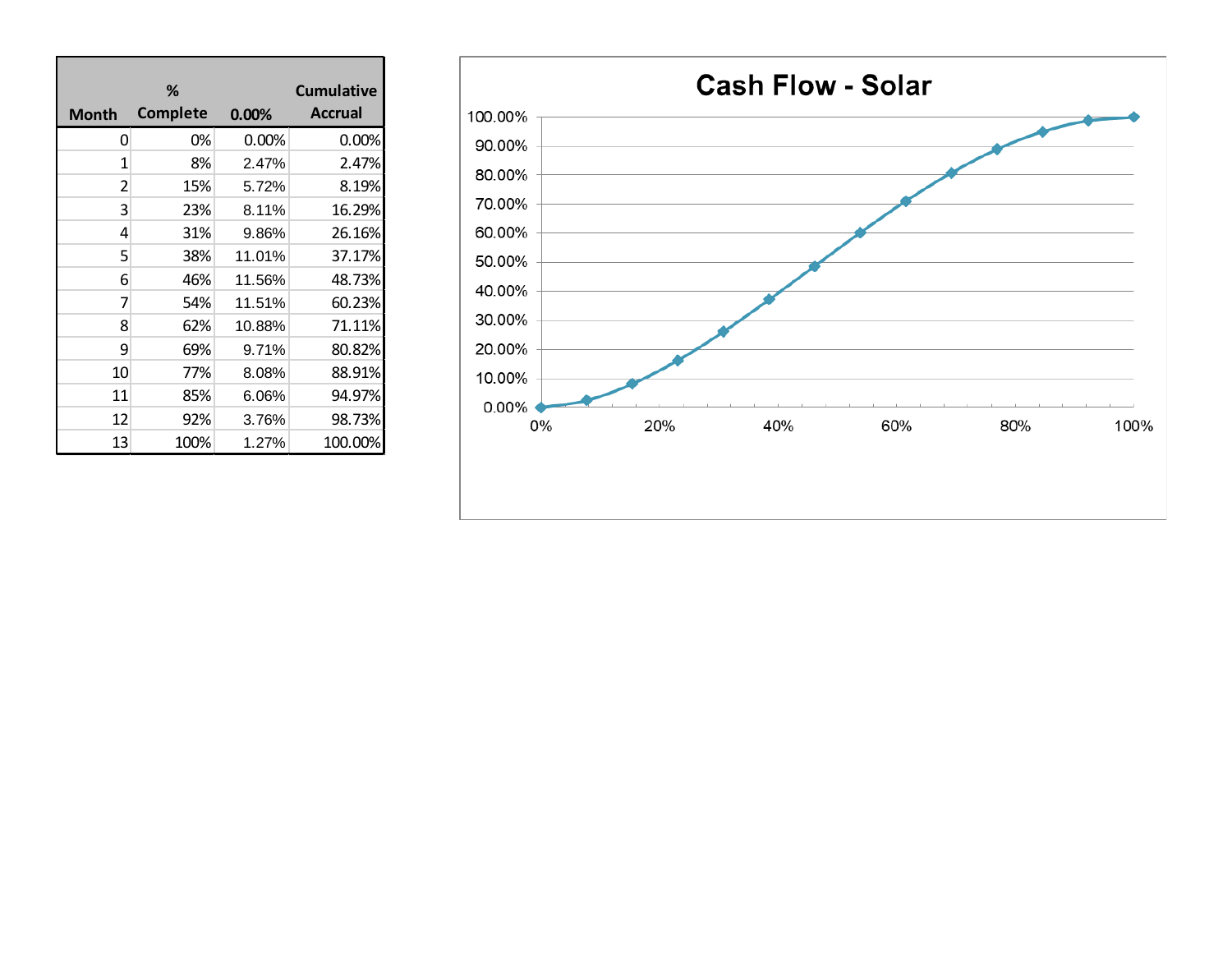| Month | % Complete | 0.00% | Cumulative Accrual |
|---|---|---|---|
| 0 | 0% | 0.00% | 0.00% |
| 1 | 8% | 2.47% | 2.47% |
| 2 | 15% | 5.72% | 8.19% |
| 3 | 23% | 8.11% | 16.29% |
| 4 | 31% | 9.86% | 26.16% |
| 5 | 38% | 11.01% | 37.17% |
| 6 | 46% | 11.56% | 48.73% |
| 7 | 54% | 11.51% | 60.23% |
| 8 | 62% | 10.88% | 71.11% |
| 9 | 69% | 9.71% | 80.82% |
| 10 | 77% | 8.08% | 88.91% |
| 11 | 85% | 6.06% | 94.97% |
| 12 | 92% | 3.76% | 98.73% |
| 13 | 100% | 1.27% | 100.00% |

## Cash Flow - Solar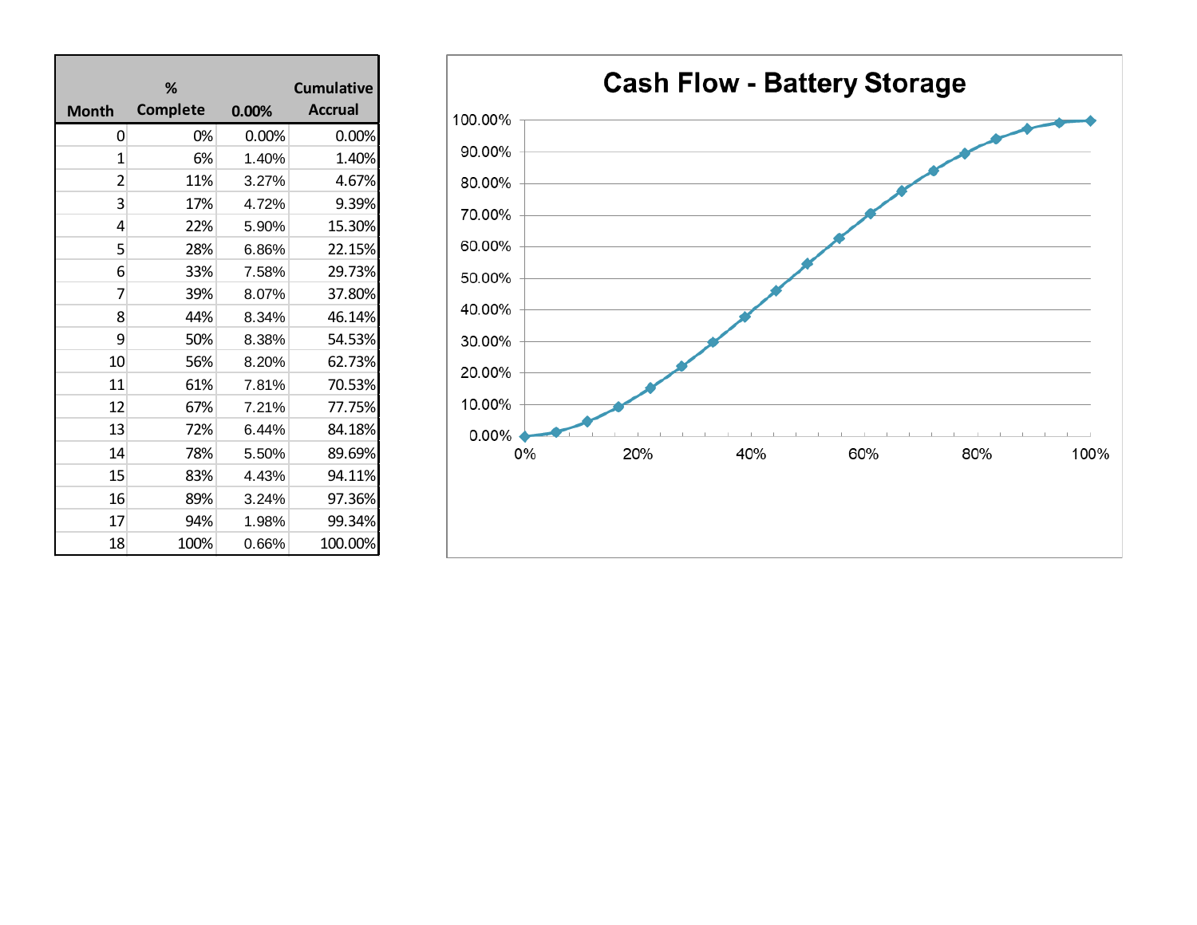| Month | % Complete | 0.00% | Cumulative Accrual |
|---|---|---|---|
| 0 | 0% | 0.00% | 0.00% |
| 1 | 6% | 1.40% | 1.40% |
| 2 | 11% | 3.27% | 4.67% |
| 3 | 17% | 4.72% | 9.39% |
| 4 | 22% | 5.90% | 15.30% |
| 5 | 28% | 6.86% | 22.15% |
| 6 | 33% | 7.58% | 29.73% |
| 7 | 39% | 8.07% | 37.80% |
| 8 | 44% | 8.34% | 46.14% |
| 9 | 50% | 8.38% | 54.53% |
| 10 | 56% | 8.20% | 62.73% |
| 11 | 61% | 7.81% | 70.53% |
| 12 | 67% | 7.21% | 77.75% |
| 13 | 72% | 6.44% | 84.18% |
| 14 | 78% | 5.50% | 89.69% |
| 15 | 83% | 4.43% | 94.11% |
| 16 | 89% | 3.24% | 97.36% |
| 17 | 94% | 1.98% | 99.34% |
| 18 | 100% | 0.66% | 100.00% |

**Cash Flow - Battery Storage**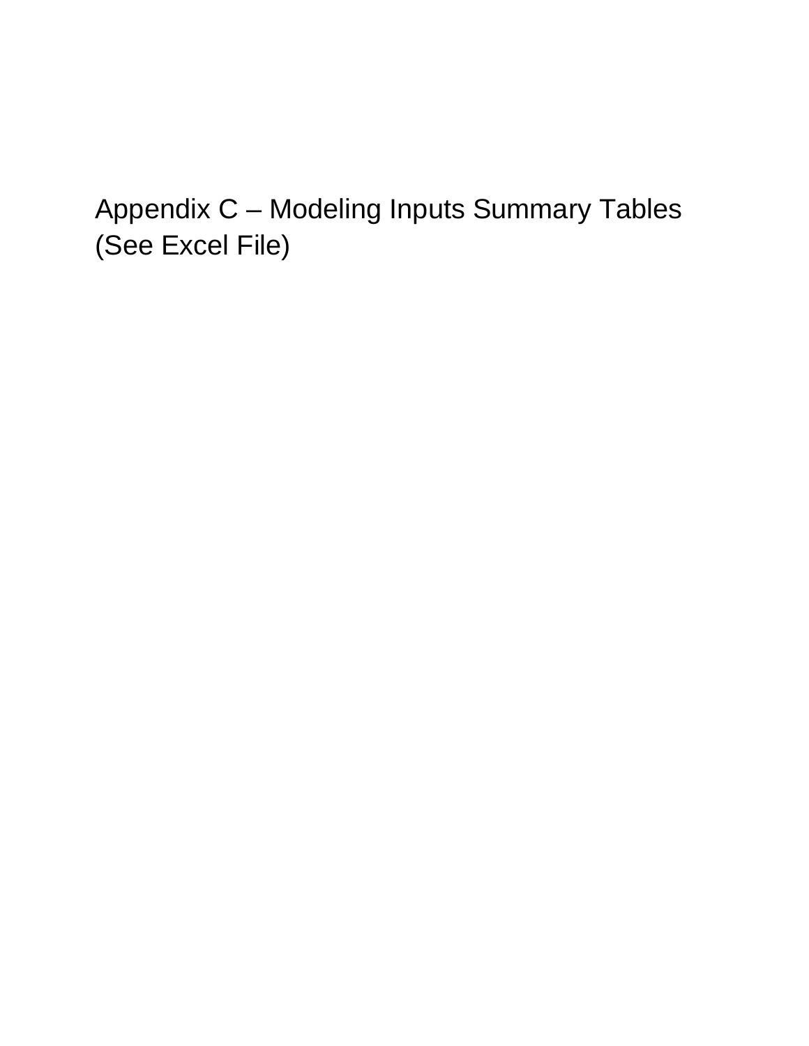# Appendix C – Modeling Inputs Summary Tables (See Excel File)